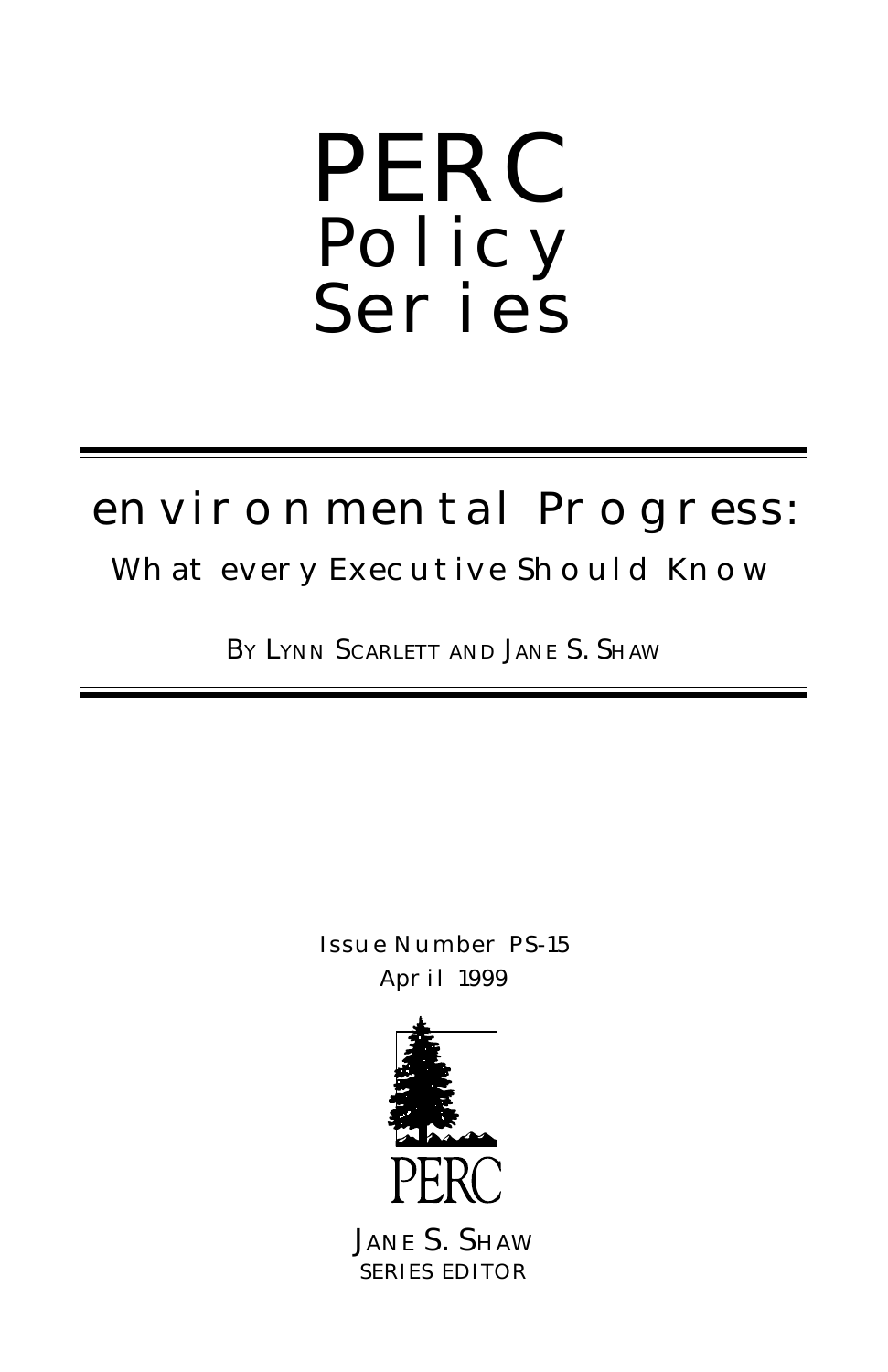# PERC Policy Series

## Environmental Progress: What Every Executive Should Know

BY LYNN SCARLETT AND JANE S. SHAW

Issue Number PS-15
April 1999

PERC

JANE S. SHAW
SERIES EDITOR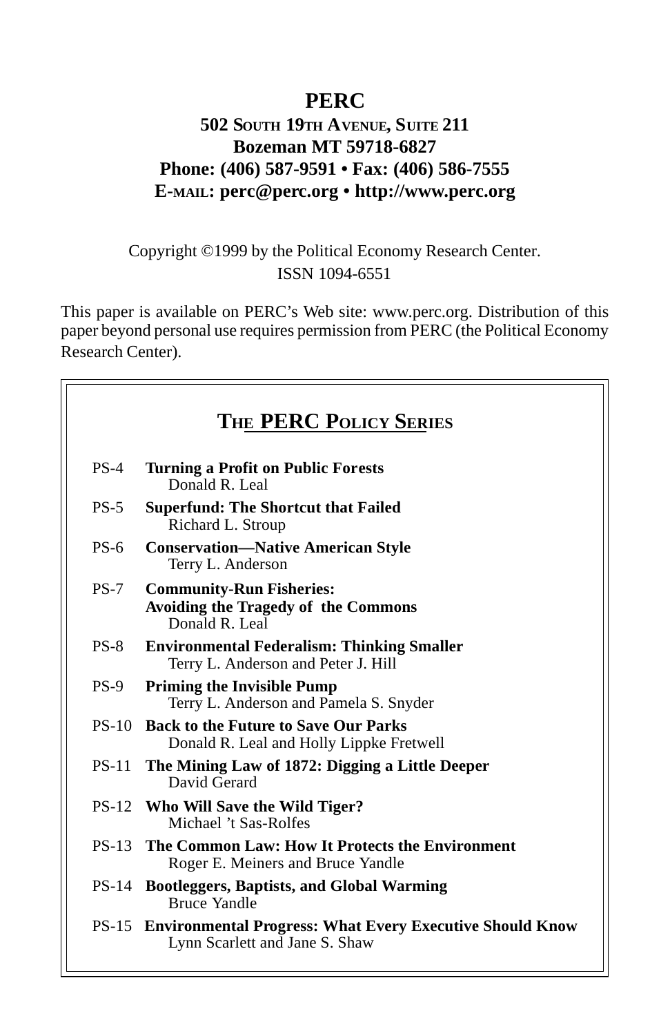# PERC

**502 South 19th Avenue, Suite 211**
**Bozeman MT 59718-6827**
**Phone: (406) 587-9591 • Fax: (406) 586-7555**
**E-mail: perc@perc.org • http://www.perc.org**

Copyright ©1999 by the Political Economy Research Center.
ISSN 1094-6551

This paper is available on PERC's Web site: www.perc.org. Distribution of this paper beyond personal use requires permission from PERC (the Political Economy Research Center).

## The PERC Policy Series

PS-4 **Turning a Profit on Public Forests**
Donald R. Leal

PS-5 **Superfund: The Shortcut that Failed**
Richard L. Stroup

PS-6 **Conservation—Native American Style**
Terry L. Anderson

PS-7 **Community-Run Fisheries: Avoiding the Tragedy of the Commons**
Donald R. Leal

PS-8 **Environmental Federalism: Thinking Smaller**
Terry L. Anderson and Peter J. Hill

PS-9 **Priming the Invisible Pump**
Terry L. Anderson and Pamela S. Snyder

PS-10 **Back to the Future to Save Our Parks**
Donald R. Leal and Holly Lippke Fretwell

PS-11 **The Mining Law of 1872: Digging a Little Deeper**
David Gerard

PS-12 **Who Will Save the Wild Tiger?**
Michael 't Sas-Rolfes

PS-13 **The Common Law: How It Protects the Environment**
Roger E. Meiners and Bruce Yandle

PS-14 **Bootleggers, Baptists, and Global Warming**
Bruce Yandle

PS-15 **Environmental Progress: What Every Executive Should Know**
Lynn Scarlett and Jane S. Shaw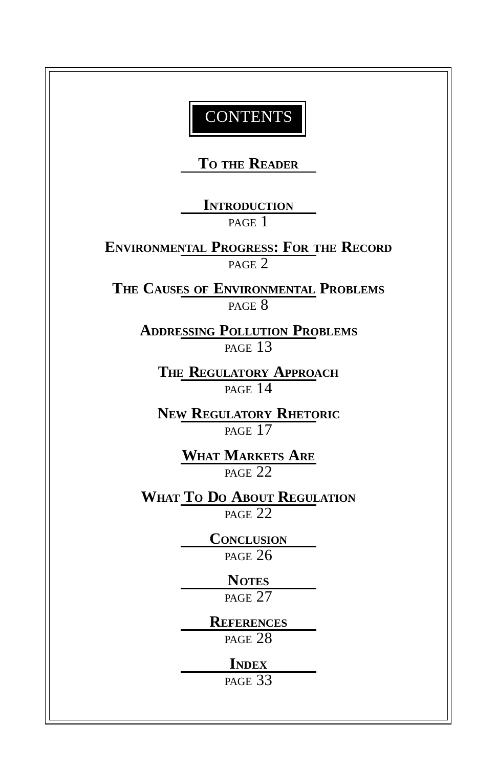# CONTENTS

**To the Reader**

**Introduction**
page 1

**Environmental Progress: For the Record**
page 2

**The Causes of Environmental Problems**
page 8

**Addressing Pollution Problems**
page 13

**The Regulatory Approach**
page 14

**New Regulatory Rhetoric**
page 17

**What Markets Are**
page 22

**What To Do About Regulation**
page 22

**Conclusion**
page 26

**Notes**
page 27

**References**
page 28

**Index**
page 33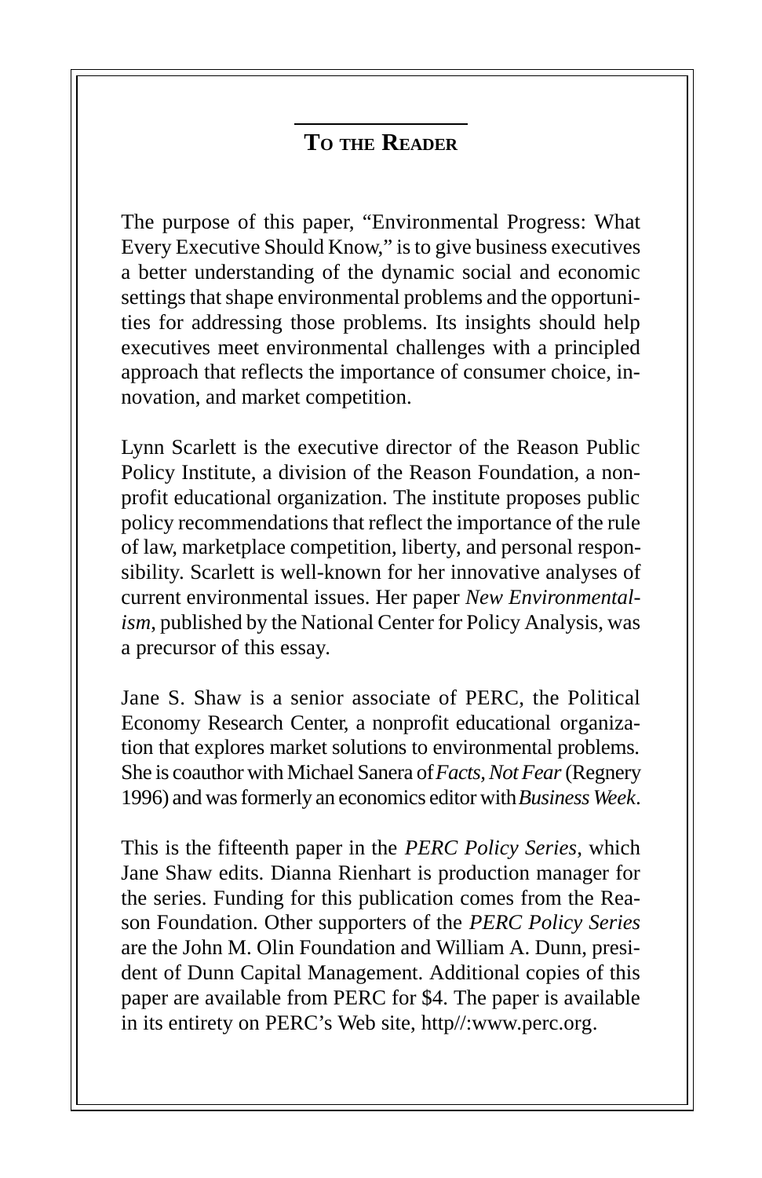## To the Reader

The purpose of this paper, "Environmental Progress: What Every Executive Should Know," is to give business executives a better understanding of the dynamic social and economic settings that shape environmental problems and the opportunities for addressing those problems. Its insights should help executives meet environmental challenges with a principled approach that reflects the importance of consumer choice, innovation, and market competition.

Lynn Scarlett is the executive director of the Reason Public Policy Institute, a division of the Reason Foundation, a nonprofit educational organization. The institute proposes public policy recommendations that reflect the importance of the rule of law, marketplace competition, liberty, and personal responsibility. Scarlett is well-known for her innovative analyses of current environmental issues. Her paper *New Environmentalism*, published by the National Center for Policy Analysis, was a precursor of this essay.

Jane S. Shaw is a senior associate of PERC, the Political Economy Research Center, a nonprofit educational organization that explores market solutions to environmental problems. She is coauthor with Michael Sanera of *Facts, Not Fear* (Regnery 1996) and was formerly an economics editor with *Business Week*.

This is the fifteenth paper in the *PERC Policy Series*, which Jane Shaw edits. Dianna Rienhart is production manager for the series. Funding for this publication comes from the Reason Foundation. Other supporters of the *PERC Policy Series* are the John M. Olin Foundation and William A. Dunn, president of Dunn Capital Management. Additional copies of this paper are available from PERC for $4. The paper is available in its entirety on PERC's Web site, http//:www.perc.org.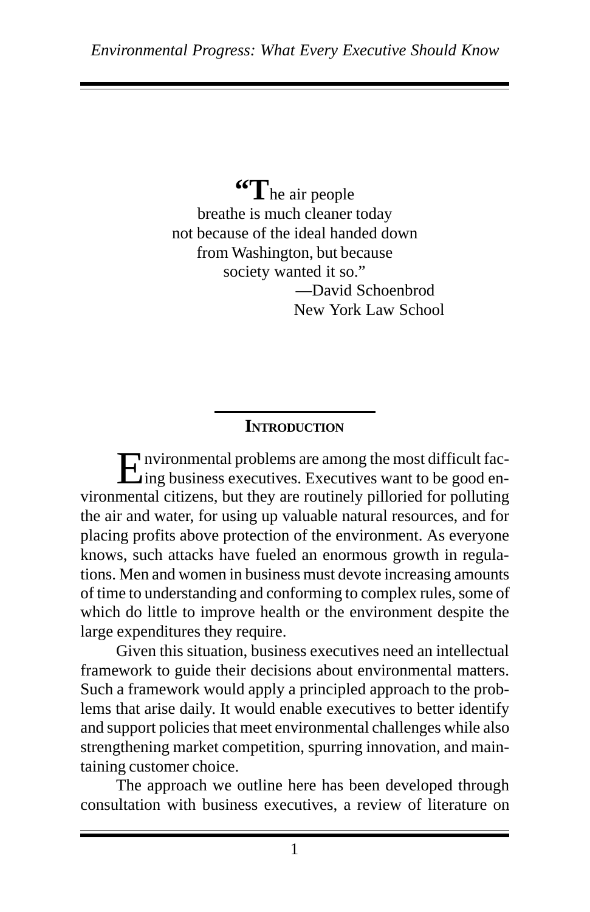> "The air people breathe is much cleaner today not because of the ideal handed down from Washington, but because society wanted it so."
>
> —David Schoenbrod
> New York Law School

## Introduction

Environmental problems are among the most difficult facing business executives. Executives want to be good environmental citizens, but they are routinely pilloried for polluting the air and water, for using up valuable natural resources, and for placing profits above protection of the environment. As everyone knows, such attacks have fueled an enormous growth in regulations. Men and women in business must devote increasing amounts of time to understanding and conforming to complex rules, some of which do little to improve health or the environment despite the large expenditures they require.

Given this situation, business executives need an intellectual framework to guide their decisions about environmental matters. Such a framework would apply a principled approach to the problems that arise daily. It would enable executives to better identify and support policies that meet environmental challenges while also strengthening market competition, spurring innovation, and maintaining customer choice.

The approach we outline here has been developed through consultation with business executives, a review of literature on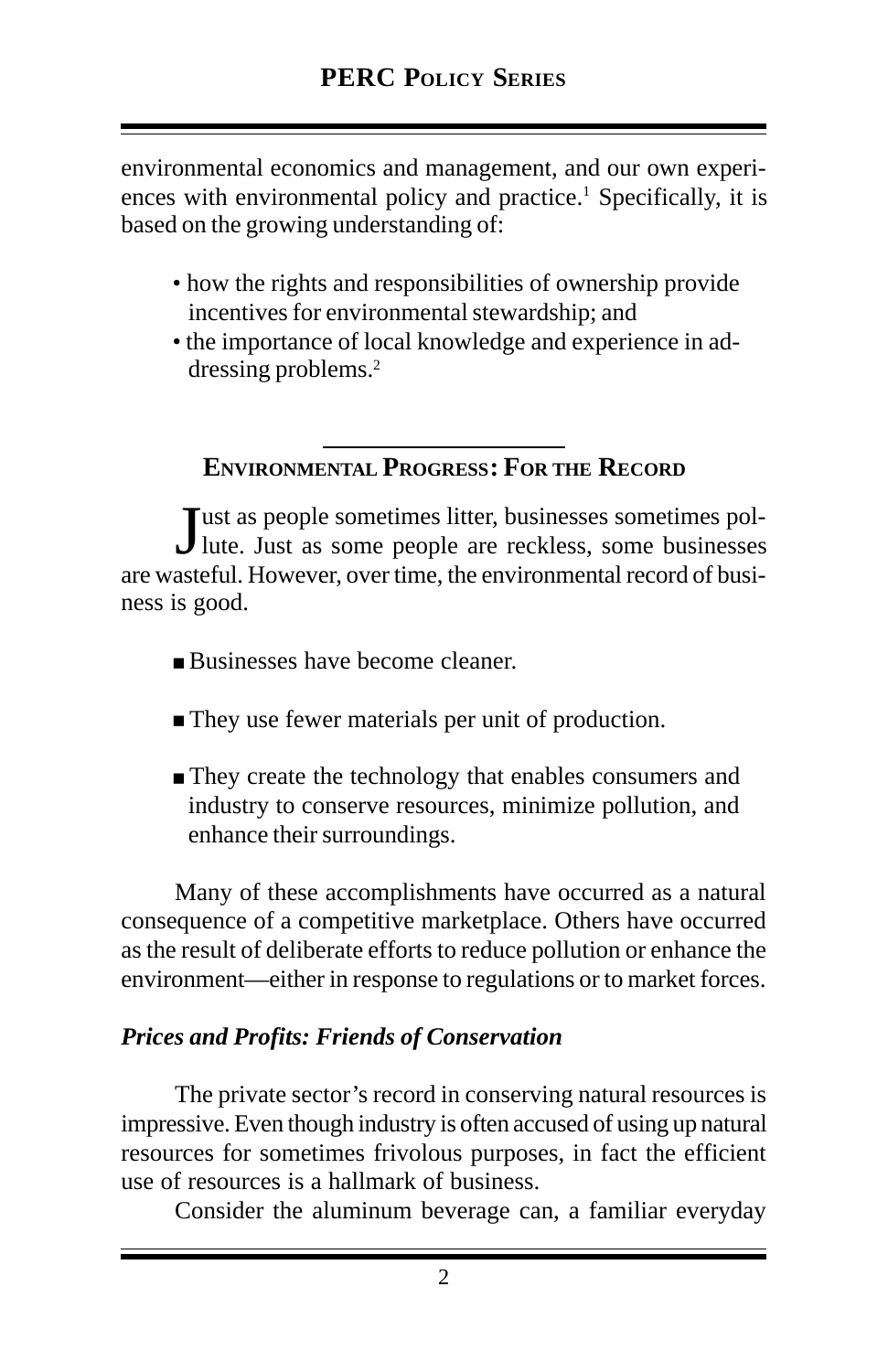environmental economics and management, and our own experiences with environmental policy and practice.[1] Specifically, it is based on the growing understanding of:

- how the rights and responsibilities of ownership provide incentives for environmental stewardship; and
- the importance of local knowledge and experience in addressing problems.[2]

## Environmental Progress: For the Record

Just as people sometimes litter, businesses sometimes pollute. Just as some people are reckless, some businesses are wasteful. However, over time, the environmental record of business is good.

- Businesses have become cleaner.
- They use fewer materials per unit of production.
- They create the technology that enables consumers and industry to conserve resources, minimize pollution, and enhance their surroundings.

Many of these accomplishments have occurred as a natural consequence of a competitive marketplace. Others have occurred as the result of deliberate efforts to reduce pollution or enhance the environment—either in response to regulations or to market forces.

### *Prices and Profits: Friends of Conservation*

The private sector's record in conserving natural resources is impressive. Even though industry is often accused of using up natural resources for sometimes frivolous purposes, in fact the efficient use of resources is a hallmark of business.

Consider the aluminum beverage can, a familiar everyday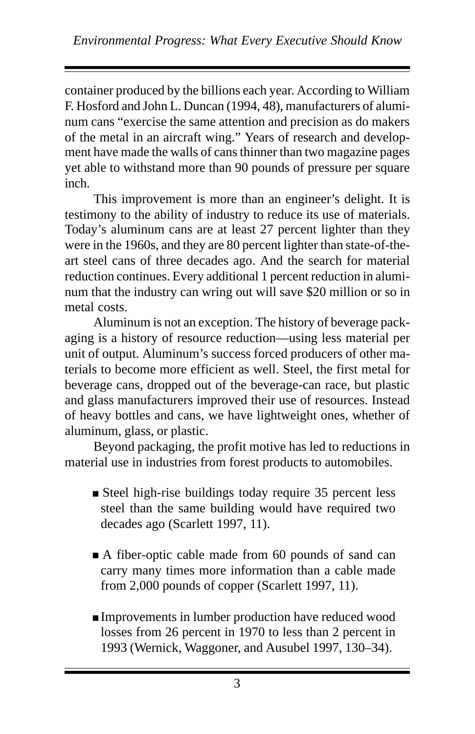container produced by the billions each year. According to William F. Hosford and John L. Duncan (1994, 48), manufacturers of aluminum cans "exercise the same attention and precision as do makers of the metal in an aircraft wing." Years of research and development have made the walls of cans thinner than two magazine pages yet able to withstand more than 90 pounds of pressure per square inch.

This improvement is more than an engineer's delight. It is testimony to the ability of industry to reduce its use of materials. Today's aluminum cans are at least 27 percent lighter than they were in the 1960s, and they are 80 percent lighter than state-of-the-art steel cans of three decades ago. And the search for material reduction continues. Every additional 1 percent reduction in aluminum that the industry can wring out will save $20 million or so in metal costs.

Aluminum is not an exception. The history of beverage packaging is a history of resource reduction—using less material per unit of output. Aluminum's success forced producers of other materials to become more efficient as well. Steel, the first metal for beverage cans, dropped out of the beverage-can race, but plastic and glass manufacturers improved their use of resources. Instead of heavy bottles and cans, we have lightweight ones, whether of aluminum, glass, or plastic.

Beyond packaging, the profit motive has led to reductions in material use in industries from forest products to automobiles.

- Steel high-rise buildings today require 35 percent less steel than the same building would have required two decades ago (Scarlett 1997, 11).
- A fiber-optic cable made from 60 pounds of sand can carry many times more information than a cable made from 2,000 pounds of copper (Scarlett 1997, 11).
- Improvements in lumber production have reduced wood losses from 26 percent in 1970 to less than 2 percent in 1993 (Wernick, Waggoner, and Ausubel 1997, 130–34).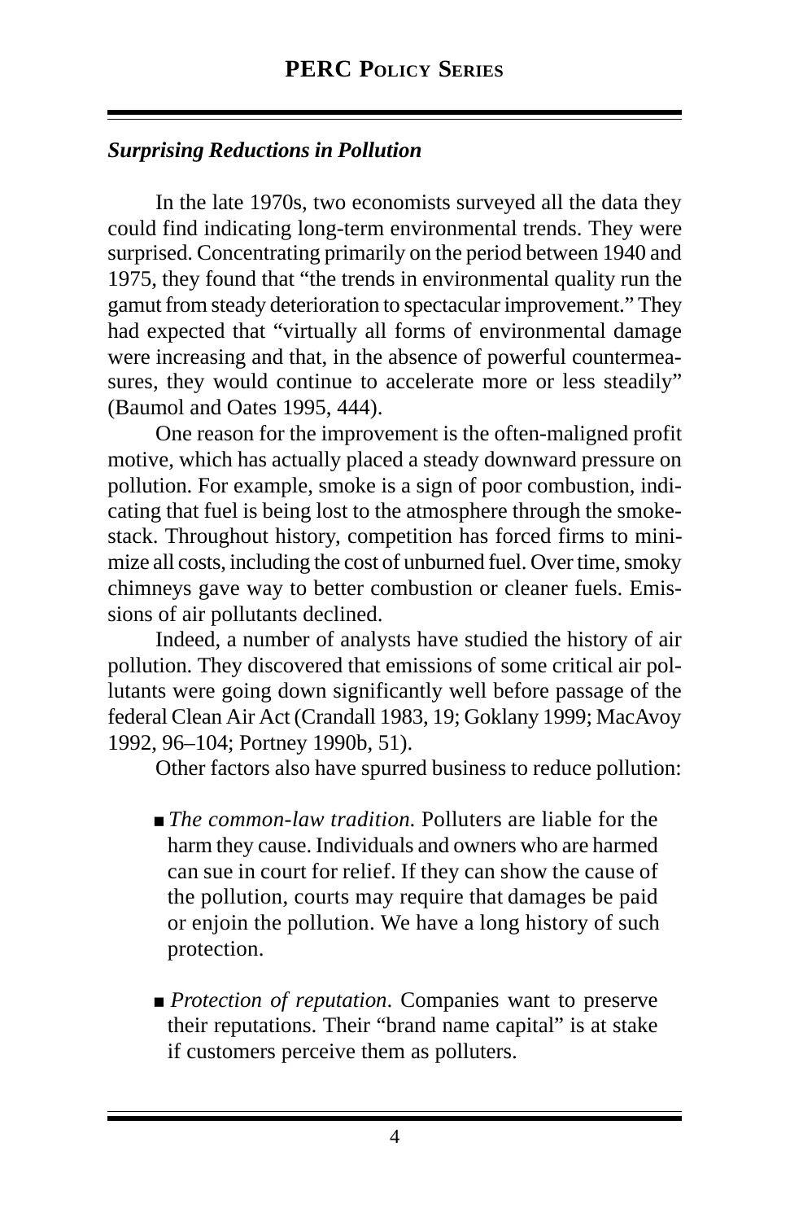### *Surprising Reductions in Pollution*

In the late 1970s, two economists surveyed all the data they could find indicating long-term environmental trends. They were surprised. Concentrating primarily on the period between 1940 and 1975, they found that "the trends in environmental quality run the gamut from steady deterioration to spectacular improvement." They had expected that "virtually all forms of environmental damage were increasing and that, in the absence of powerful countermeasures, they would continue to accelerate more or less steadily" (Baumol and Oates 1995, 444).

One reason for the improvement is the often-maligned profit motive, which has actually placed a steady downward pressure on pollution. For example, smoke is a sign of poor combustion, indicating that fuel is being lost to the atmosphere through the smokestack. Throughout history, competition has forced firms to minimize all costs, including the cost of unburned fuel. Over time, smoky chimneys gave way to better combustion or cleaner fuels. Emissions of air pollutants declined.

Indeed, a number of analysts have studied the history of air pollution. They discovered that emissions of some critical air pollutants were going down significantly well before passage of the federal Clean Air Act (Crandall 1983, 19; Goklany 1999; MacAvoy 1992, 96–104; Portney 1990b, 51).

Other factors also have spurred business to reduce pollution:

- *The common-law tradition.* Polluters are liable for the harm they cause. Individuals and owners who are harmed can sue in court for relief. If they can show the cause of the pollution, courts may require that damages be paid or enjoin the pollution. We have a long history of such protection.

- *Protection of reputation.* Companies want to preserve their reputations. Their "brand name capital" is at stake if customers perceive them as polluters.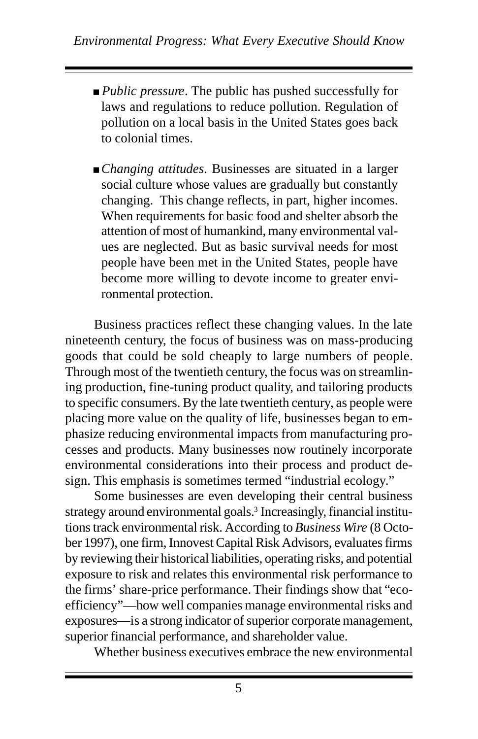- *Public pressure*. The public has pushed successfully for laws and regulations to reduce pollution. Regulation of pollution on a local basis in the United States goes back to colonial times.

- *Changing attitudes*. Businesses are situated in a larger social culture whose values are gradually but constantly changing. This change reflects, in part, higher incomes. When requirements for basic food and shelter absorb the attention of most of humankind, many environmental values are neglected. But as basic survival needs for most people have been met in the United States, people have become more willing to devote income to greater environmental protection.

Business practices reflect these changing values. In the late nineteenth century, the focus of business was on mass-producing goods that could be sold cheaply to large numbers of people. Through most of the twentieth century, the focus was on streamlining production, fine-tuning product quality, and tailoring products to specific consumers. By the late twentieth century, as people were placing more value on the quality of life, businesses began to emphasize reducing environmental impacts from manufacturing processes and products. Many businesses now routinely incorporate environmental considerations into their process and product design. This emphasis is sometimes termed "industrial ecology."

Some businesses are even developing their central business strategy around environmental goals.[3] Increasingly, financial institutions track environmental risk. According to *Business Wire* (8 October 1997), one firm, Innovest Capital Risk Advisors, evaluates firms by reviewing their historical liabilities, operating risks, and potential exposure to risk and relates this environmental risk performance to the firms' share-price performance. Their findings show that "eco-efficiency"—how well companies manage environmental risks and exposures—is a strong indicator of superior corporate management, superior financial performance, and shareholder value.

Whether business executives embrace the new environmental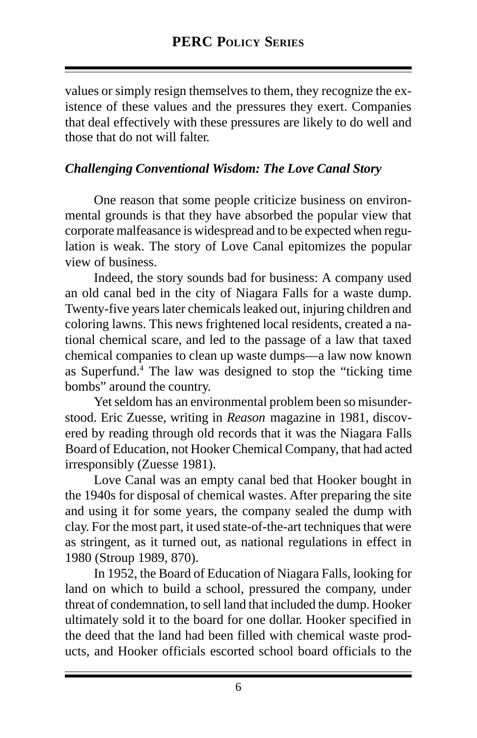values or simply resign themselves to them, they recognize the existence of these values and the pressures they exert. Companies that deal effectively with these pressures are likely to do well and those that do not will falter.

### *Challenging Conventional Wisdom: The Love Canal Story*

One reason that some people criticize business on environmental grounds is that they have absorbed the popular view that corporate malfeasance is widespread and to be expected when regulation is weak. The story of Love Canal epitomizes the popular view of business.

Indeed, the story sounds bad for business: A company used an old canal bed in the city of Niagara Falls for a waste dump. Twenty-five years later chemicals leaked out, injuring children and coloring lawns. This news frightened local residents, created a national chemical scare, and led to the passage of a law that taxed chemical companies to clean up waste dumps—a law now known as Superfund.[4] The law was designed to stop the "ticking time bombs" around the country.

Yet seldom has an environmental problem been so misunderstood. Eric Zuesse, writing in *Reason* magazine in 1981, discovered by reading through old records that it was the Niagara Falls Board of Education, not Hooker Chemical Company, that had acted irresponsibly (Zuesse 1981).

Love Canal was an empty canal bed that Hooker bought in the 1940s for disposal of chemical wastes. After preparing the site and using it for some years, the company sealed the dump with clay. For the most part, it used state-of-the-art techniques that were as stringent, as it turned out, as national regulations in effect in 1980 (Stroup 1989, 870).

In 1952, the Board of Education of Niagara Falls, looking for land on which to build a school, pressured the company, under threat of condemnation, to sell land that included the dump. Hooker ultimately sold it to the board for one dollar. Hooker specified in the deed that the land had been filled with chemical waste products, and Hooker officials escorted school board officials to the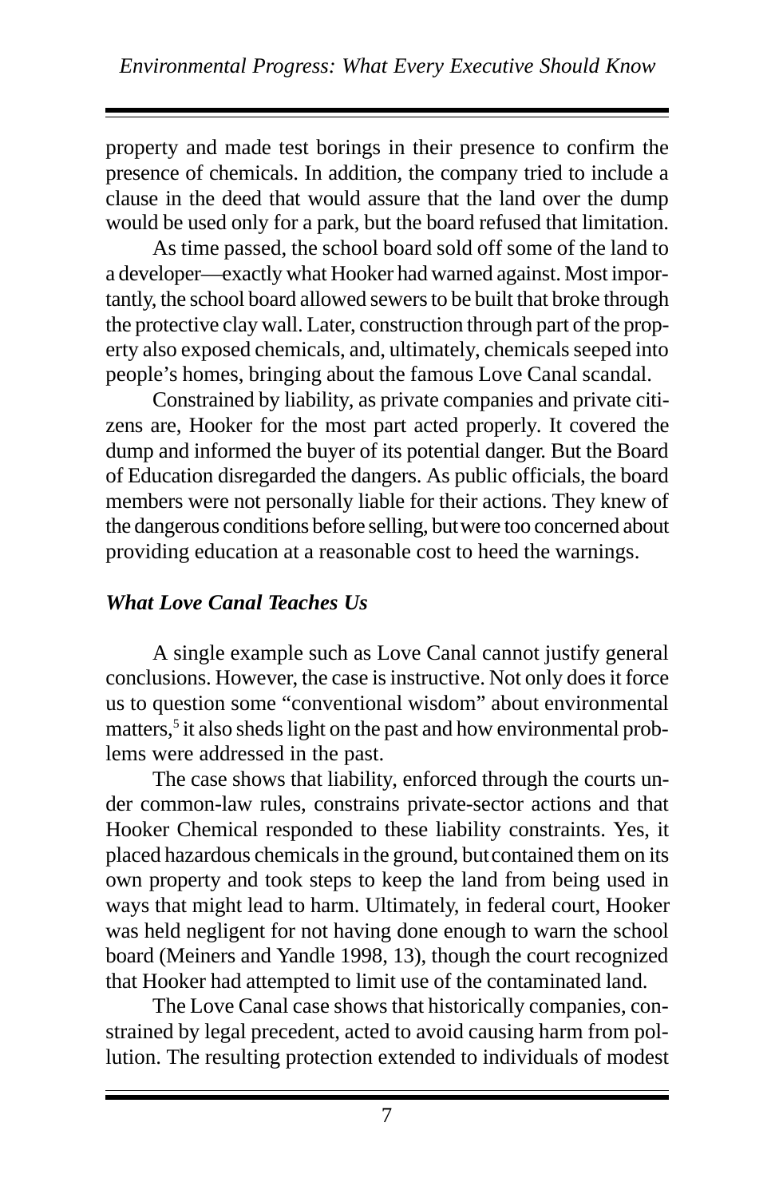property and made test borings in their presence to confirm the presence of chemicals. In addition, the company tried to include a clause in the deed that would assure that the land over the dump would be used only for a park, but the board refused that limitation.

As time passed, the school board sold off some of the land to a developer—exactly what Hooker had warned against. Most importantly, the school board allowed sewers to be built that broke through the protective clay wall. Later, construction through part of the property also exposed chemicals, and, ultimately, chemicals seeped into people's homes, bringing about the famous Love Canal scandal.

Constrained by liability, as private companies and private citizens are, Hooker for the most part acted properly. It covered the dump and informed the buyer of its potential danger. But the Board of Education disregarded the dangers. As public officials, the board members were not personally liable for their actions. They knew of the dangerous conditions before selling, but were too concerned about providing education at a reasonable cost to heed the warnings.

### *What Love Canal Teaches Us*

A single example such as Love Canal cannot justify general conclusions. However, the case is instructive. Not only does it force us to question some "conventional wisdom" about environmental matters,[5] it also sheds light on the past and how environmental problems were addressed in the past.

The case shows that liability, enforced through the courts under common-law rules, constrains private-sector actions and that Hooker Chemical responded to these liability constraints. Yes, it placed hazardous chemicals in the ground, but contained them on its own property and took steps to keep the land from being used in ways that might lead to harm. Ultimately, in federal court, Hooker was held negligent for not having done enough to warn the school board (Meiners and Yandle 1998, 13), though the court recognized that Hooker had attempted to limit use of the contaminated land.

The Love Canal case shows that historically companies, constrained by legal precedent, acted to avoid causing harm from pollution. The resulting protection extended to individuals of modest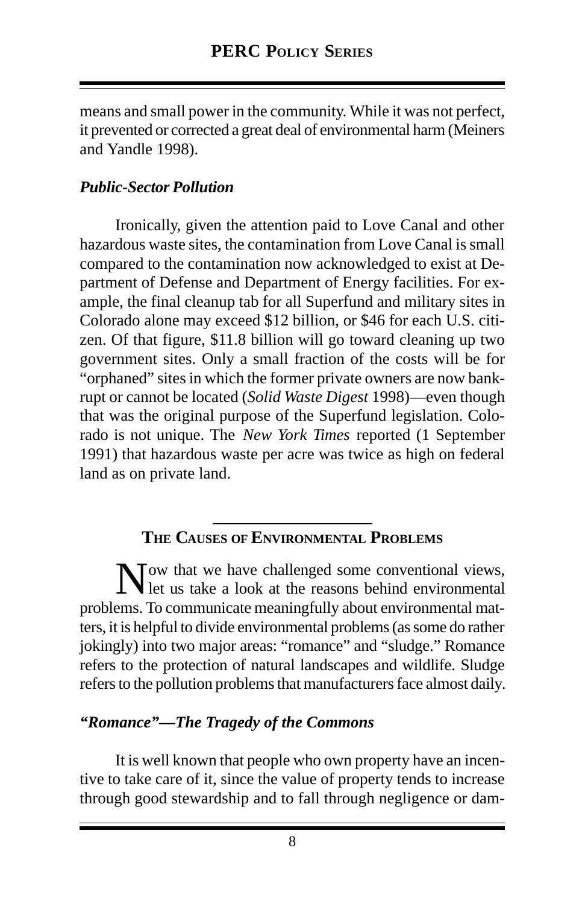means and small power in the community. While it was not perfect, it prevented or corrected a great deal of environmental harm (Meiners and Yandle 1998).

### *Public-Sector Pollution*

Ironically, given the attention paid to Love Canal and other hazardous waste sites, the contamination from Love Canal is small compared to the contamination now acknowledged to exist at Department of Defense and Department of Energy facilities. For example, the final cleanup tab for all Superfund and military sites in Colorado alone may exceed $12 billion, or $46 for each U.S. citizen. Of that figure, $11.8 billion will go toward cleaning up two government sites. Only a small fraction of the costs will be for "orphaned" sites in which the former private owners are now bankrupt or cannot be located (*Solid Waste Digest* 1998)—even though that was the original purpose of the Superfund legislation. Colorado is not unique. The *New York Times* reported (1 September 1991) that hazardous waste per acre was twice as high on federal land as on private land.

## The Causes of Environmental Problems

Now that we have challenged some conventional views, let us take a look at the reasons behind environmental problems. To communicate meaningfully about environmental matters, it is helpful to divide environmental problems (as some do rather jokingly) into two major areas: "romance" and "sludge." Romance refers to the protection of natural landscapes and wildlife. Sludge refers to the pollution problems that manufacturers face almost daily.

### *"Romance"—The Tragedy of the Commons*

It is well known that people who own property have an incentive to take care of it, since the value of property tends to increase through good stewardship and to fall through negligence or dam-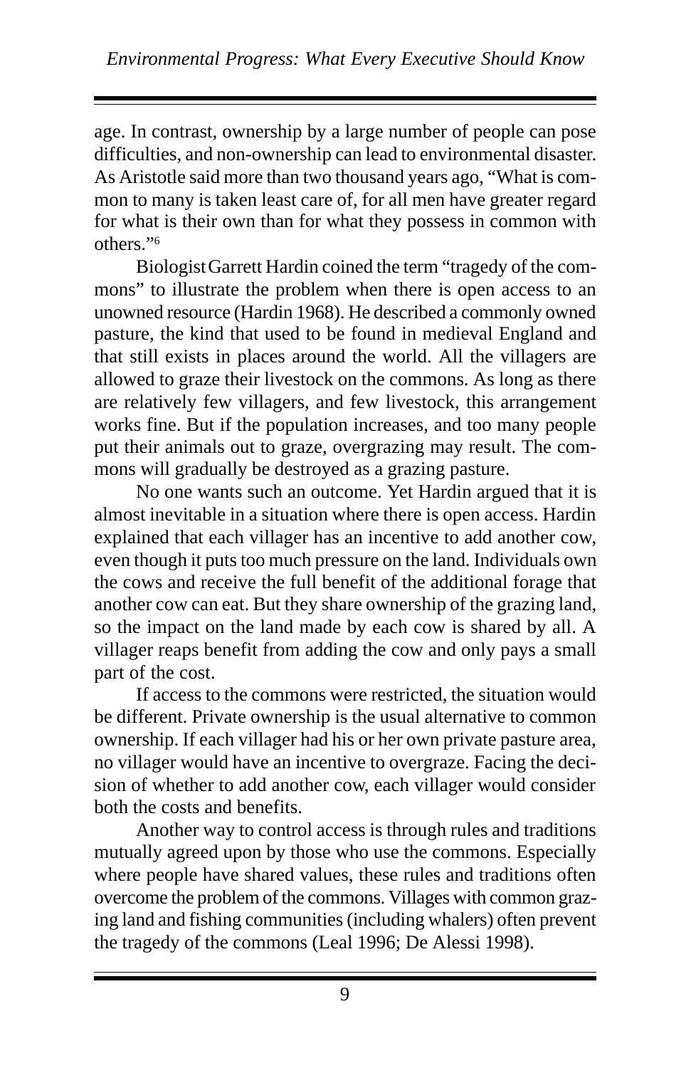age. In contrast, ownership by a large number of people can pose difficulties, and non-ownership can lead to environmental disaster. As Aristotle said more than two thousand years ago, "What is common to many is taken least care of, for all men have greater regard for what is their own than for what they possess in common with others."[6]

Biologist Garrett Hardin coined the term "tragedy of the commons" to illustrate the problem when there is open access to an unowned resource (Hardin 1968). He described a commonly owned pasture, the kind that used to be found in medieval England and that still exists in places around the world. All the villagers are allowed to graze their livestock on the commons. As long as there are relatively few villagers, and few livestock, this arrangement works fine. But if the population increases, and too many people put their animals out to graze, overgrazing may result. The commons will gradually be destroyed as a grazing pasture.

No one wants such an outcome. Yet Hardin argued that it is almost inevitable in a situation where there is open access. Hardin explained that each villager has an incentive to add another cow, even though it puts too much pressure on the land. Individuals own the cows and receive the full benefit of the additional forage that another cow can eat. But they share ownership of the grazing land, so the impact on the land made by each cow is shared by all. A villager reaps benefit from adding the cow and only pays a small part of the cost.

If access to the commons were restricted, the situation would be different. Private ownership is the usual alternative to common ownership. If each villager had his or her own private pasture area, no villager would have an incentive to overgraze. Facing the decision of whether to add another cow, each villager would consider both the costs and benefits.

Another way to control access is through rules and traditions mutually agreed upon by those who use the commons. Especially where people have shared values, these rules and traditions often overcome the problem of the commons. Villages with common grazing land and fishing communities (including whalers) often prevent the tragedy of the commons (Leal 1996; De Alessi 1998).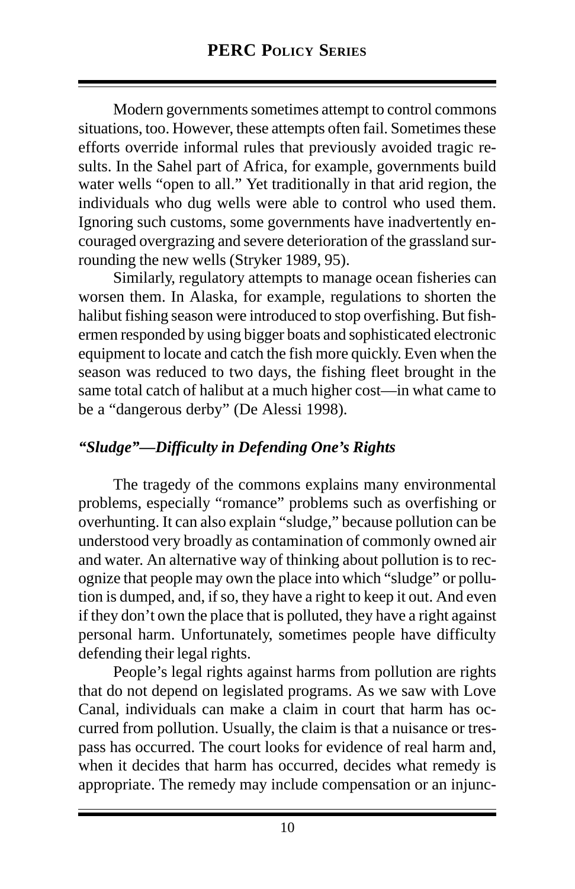Modern governments sometimes attempt to control commons situations, too. However, these attempts often fail. Sometimes these efforts override informal rules that previously avoided tragic results. In the Sahel part of Africa, for example, governments build water wells "open to all." Yet traditionally in that arid region, the individuals who dug wells were able to control who used them. Ignoring such customs, some governments have inadvertently encouraged overgrazing and severe deterioration of the grassland surrounding the new wells (Stryker 1989, 95).

Similarly, regulatory attempts to manage ocean fisheries can worsen them. In Alaska, for example, regulations to shorten the halibut fishing season were introduced to stop overfishing. But fishermen responded by using bigger boats and sophisticated electronic equipment to locate and catch the fish more quickly. Even when the season was reduced to two days, the fishing fleet brought in the same total catch of halibut at a much higher cost—in what came to be a "dangerous derby" (De Alessi 1998).

### *"Sludge"—Difficulty in Defending One's Rights*

The tragedy of the commons explains many environmental problems, especially "romance" problems such as overfishing or overhunting. It can also explain "sludge," because pollution can be understood very broadly as contamination of commonly owned air and water. An alternative way of thinking about pollution is to recognize that people may own the place into which "sludge" or pollution is dumped, and, if so, they have a right to keep it out. And even if they don't own the place that is polluted, they have a right against personal harm. Unfortunately, sometimes people have difficulty defending their legal rights.

People's legal rights against harms from pollution are rights that do not depend on legislated programs. As we saw with Love Canal, individuals can make a claim in court that harm has occurred from pollution. Usually, the claim is that a nuisance or trespass has occurred. The court looks for evidence of real harm and, when it decides that harm has occurred, decides what remedy is appropriate. The remedy may include compensation or an injunc-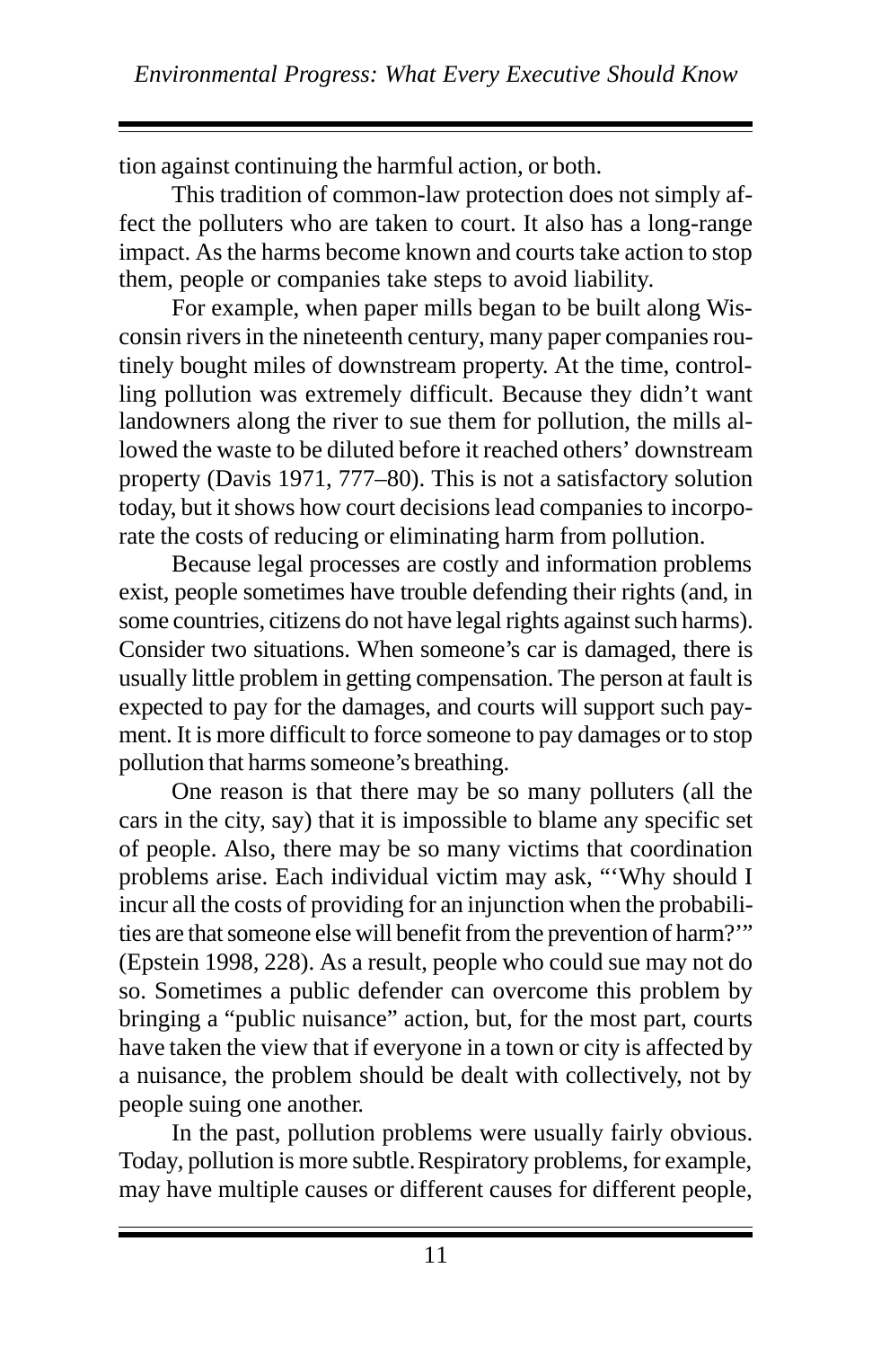tion against continuing the harmful action, or both.

This tradition of common-law protection does not simply affect the polluters who are taken to court. It also has a long-range impact. As the harms become known and courts take action to stop them, people or companies take steps to avoid liability.

For example, when paper mills began to be built along Wisconsin rivers in the nineteenth century, many paper companies routinely bought miles of downstream property. At the time, controlling pollution was extremely difficult. Because they didn't want landowners along the river to sue them for pollution, the mills allowed the waste to be diluted before it reached others' downstream property (Davis 1971, 777–80). This is not a satisfactory solution today, but it shows how court decisions lead companies to incorporate the costs of reducing or eliminating harm from pollution.

Because legal processes are costly and information problems exist, people sometimes have trouble defending their rights (and, in some countries, citizens do not have legal rights against such harms). Consider two situations. When someone's car is damaged, there is usually little problem in getting compensation. The person at fault is expected to pay for the damages, and courts will support such payment. It is more difficult to force someone to pay damages or to stop pollution that harms someone's breathing.

One reason is that there may be so many polluters (all the cars in the city, say) that it is impossible to blame any specific set of people. Also, there may be so many victims that coordination problems arise. Each individual victim may ask, "'Why should I incur all the costs of providing for an injunction when the probabilities are that someone else will benefit from the prevention of harm?'" (Epstein 1998, 228). As a result, people who could sue may not do so. Sometimes a public defender can overcome this problem by bringing a "public nuisance" action, but, for the most part, courts have taken the view that if everyone in a town or city is affected by a nuisance, the problem should be dealt with collectively, not by people suing one another.

In the past, pollution problems were usually fairly obvious. Today, pollution is more subtle. Respiratory problems, for example, may have multiple causes or different causes for different people,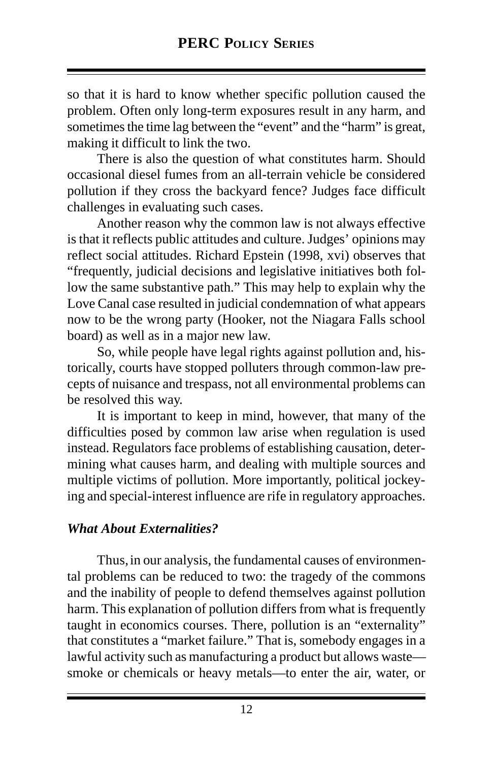so that it is hard to know whether specific pollution caused the problem. Often only long-term exposures result in any harm, and sometimes the time lag between the "event" and the "harm" is great, making it difficult to link the two.

There is also the question of what constitutes harm. Should occasional diesel fumes from an all-terrain vehicle be considered pollution if they cross the backyard fence? Judges face difficult challenges in evaluating such cases.

Another reason why the common law is not always effective is that it reflects public attitudes and culture. Judges' opinions may reflect social attitudes. Richard Epstein (1998, xvi) observes that "frequently, judicial decisions and legislative initiatives both follow the same substantive path." This may help to explain why the Love Canal case resulted in judicial condemnation of what appears now to be the wrong party (Hooker, not the Niagara Falls school board) as well as in a major new law.

So, while people have legal rights against pollution and, historically, courts have stopped polluters through common-law precepts of nuisance and trespass, not all environmental problems can be resolved this way.

It is important to keep in mind, however, that many of the difficulties posed by common law arise when regulation is used instead. Regulators face problems of establishing causation, determining what causes harm, and dealing with multiple sources and multiple victims of pollution. More importantly, political jockeying and special-interest influence are rife in regulatory approaches.

### *What About Externalities?*

Thus, in our analysis, the fundamental causes of environmental problems can be reduced to two: the tragedy of the commons and the inability of people to defend themselves against pollution harm. This explanation of pollution differs from what is frequently taught in economics courses. There, pollution is an "externality" that constitutes a "market failure." That is, somebody engages in a lawful activity such as manufacturing a product but allows waste—smoke or chemicals or heavy metals—to enter the air, water, or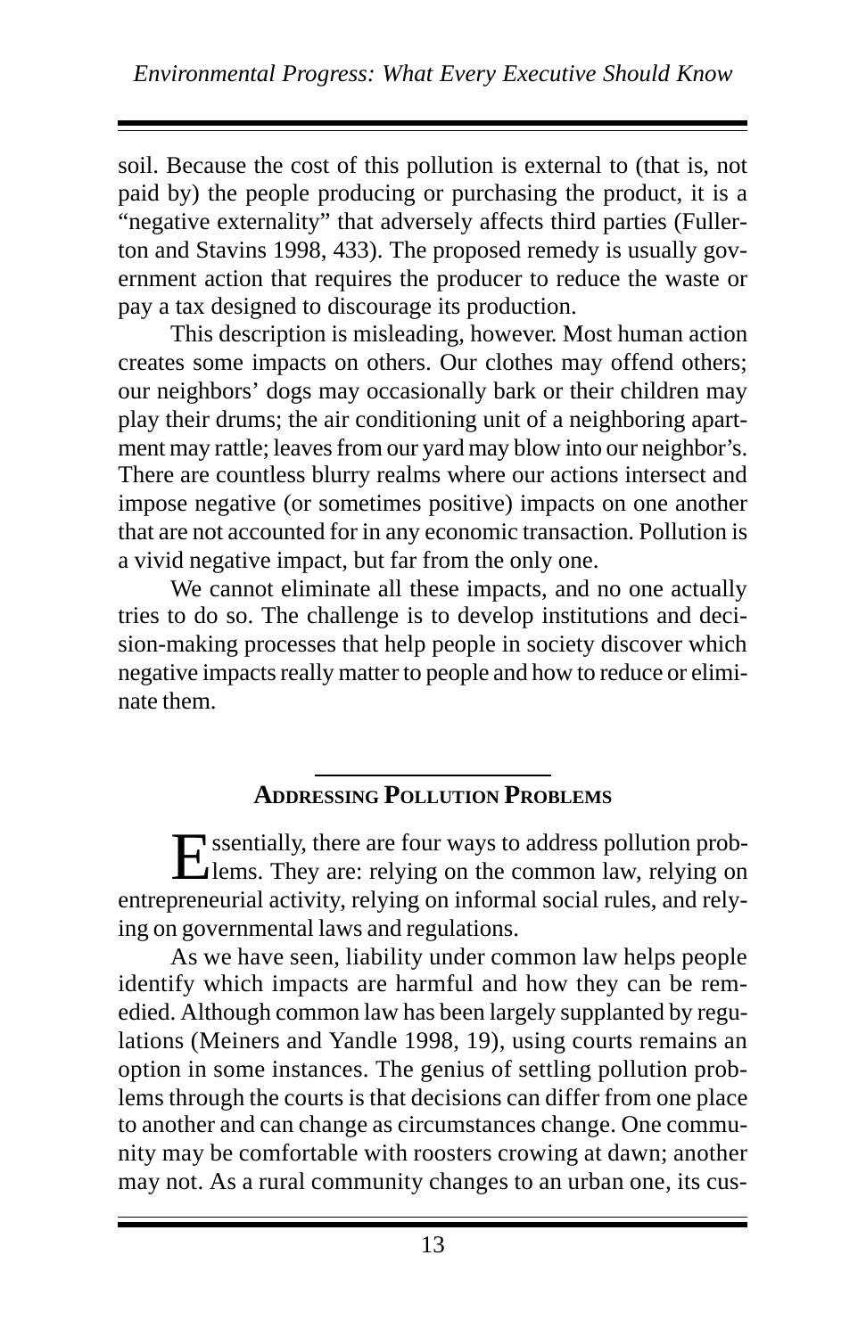soil. Because the cost of this pollution is external to (that is, not paid by) the people producing or purchasing the product, it is a "negative externality" that adversely affects third parties (Fullerton and Stavins 1998, 433). The proposed remedy is usually government action that requires the producer to reduce the waste or pay a tax designed to discourage its production.

This description is misleading, however. Most human action creates some impacts on others. Our clothes may offend others; our neighbors' dogs may occasionally bark or their children may play their drums; the air conditioning unit of a neighboring apartment may rattle; leaves from our yard may blow into our neighbor's. There are countless blurry realms where our actions intersect and impose negative (or sometimes positive) impacts on one another that are not accounted for in any economic transaction. Pollution is a vivid negative impact, but far from the only one.

We cannot eliminate all these impacts, and no one actually tries to do so. The challenge is to develop institutions and decision-making processes that help people in society discover which negative impacts really matter to people and how to reduce or eliminate them.

## Addressing Pollution Problems

Essentially, there are four ways to address pollution problems. They are: relying on the common law, relying on entrepreneurial activity, relying on informal social rules, and relying on governmental laws and regulations.

As we have seen, liability under common law helps people identify which impacts are harmful and how they can be remedied. Although common law has been largely supplanted by regulations (Meiners and Yandle 1998, 19), using courts remains an option in some instances. The genius of settling pollution problems through the courts is that decisions can differ from one place to another and can change as circumstances change. One community may be comfortable with roosters crowing at dawn; another may not. As a rural community changes to an urban one, its cus-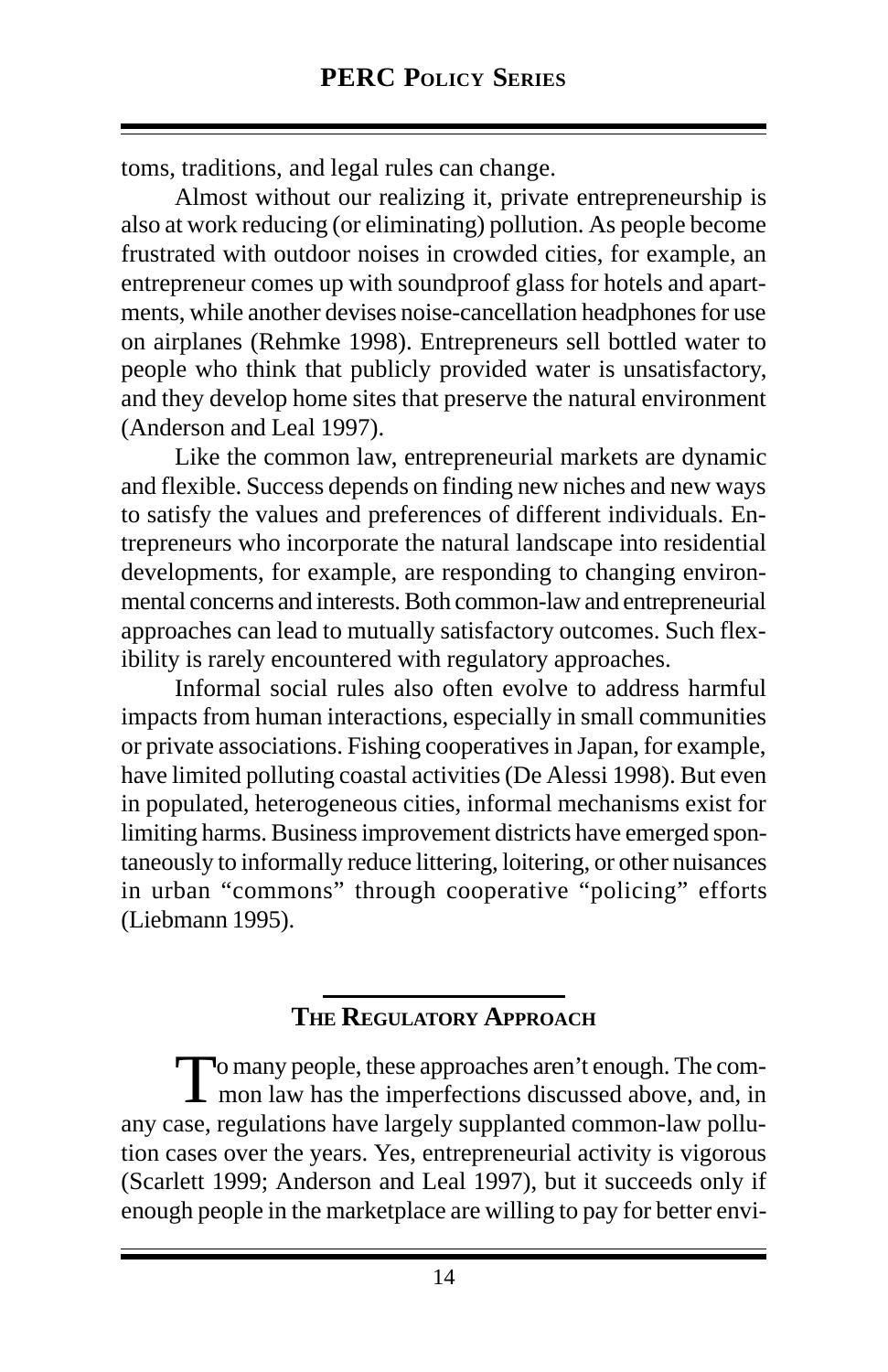toms, traditions, and legal rules can change.

Almost without our realizing it, private entrepreneurship is also at work reducing (or eliminating) pollution. As people become frustrated with outdoor noises in crowded cities, for example, an entrepreneur comes up with soundproof glass for hotels and apartments, while another devises noise-cancellation headphones for use on airplanes (Rehmke 1998). Entrepreneurs sell bottled water to people who think that publicly provided water is unsatisfactory, and they develop home sites that preserve the natural environment (Anderson and Leal 1997).

Like the common law, entrepreneurial markets are dynamic and flexible. Success depends on finding new niches and new ways to satisfy the values and preferences of different individuals. Entrepreneurs who incorporate the natural landscape into residential developments, for example, are responding to changing environmental concerns and interests. Both common-law and entrepreneurial approaches can lead to mutually satisfactory outcomes. Such flexibility is rarely encountered with regulatory approaches.

Informal social rules also often evolve to address harmful impacts from human interactions, especially in small communities or private associations. Fishing cooperatives in Japan, for example, have limited polluting coastal activities (De Alessi 1998). But even in populated, heterogeneous cities, informal mechanisms exist for limiting harms. Business improvement districts have emerged spontaneously to informally reduce littering, loitering, or other nuisances in urban "commons" through cooperative "policing" efforts (Liebmann 1995).

## The Regulatory Approach

To many people, these approaches aren't enough. The common law has the imperfections discussed above, and, in any case, regulations have largely supplanted common-law pollution cases over the years. Yes, entrepreneurial activity is vigorous (Scarlett 1999; Anderson and Leal 1997), but it succeeds only if enough people in the marketplace are willing to pay for better envi-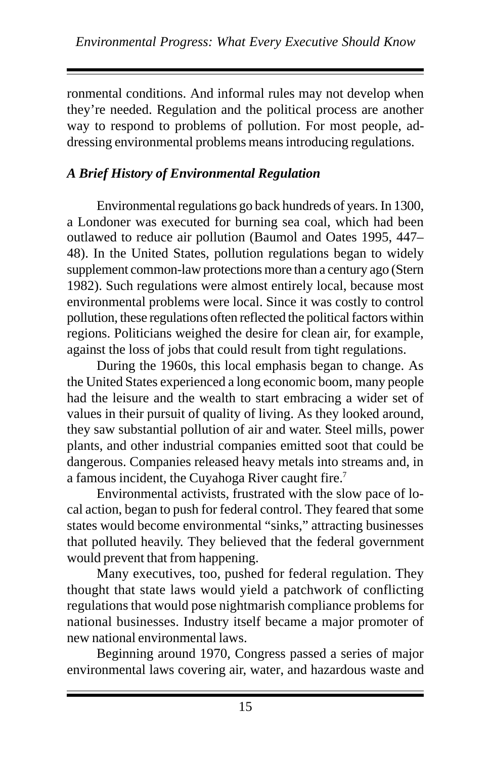ronmental conditions. And informal rules may not develop when they're needed. Regulation and the political process are another way to respond to problems of pollution. For most people, addressing environmental problems means introducing regulations.

### *A Brief History of Environmental Regulation*

Environmental regulations go back hundreds of years. In 1300, a Londoner was executed for burning sea coal, which had been outlawed to reduce air pollution (Baumol and Oates 1995, 447–48). In the United States, pollution regulations began to widely supplement common-law protections more than a century ago (Stern 1982). Such regulations were almost entirely local, because most environmental problems were local. Since it was costly to control pollution, these regulations often reflected the political factors within regions. Politicians weighed the desire for clean air, for example, against the loss of jobs that could result from tight regulations.

During the 1960s, this local emphasis began to change. As the United States experienced a long economic boom, many people had the leisure and the wealth to start embracing a wider set of values in their pursuit of quality of living. As they looked around, they saw substantial pollution of air and water. Steel mills, power plants, and other industrial companies emitted soot that could be dangerous. Companies released heavy metals into streams and, in a famous incident, the Cuyahoga River caught fire.[7]

Environmental activists, frustrated with the slow pace of local action, began to push for federal control. They feared that some states would become environmental "sinks," attracting businesses that polluted heavily. They believed that the federal government would prevent that from happening.

Many executives, too, pushed for federal regulation. They thought that state laws would yield a patchwork of conflicting regulations that would pose nightmarish compliance problems for national businesses. Industry itself became a major promoter of new national environmental laws.

Beginning around 1970, Congress passed a series of major environmental laws covering air, water, and hazardous waste and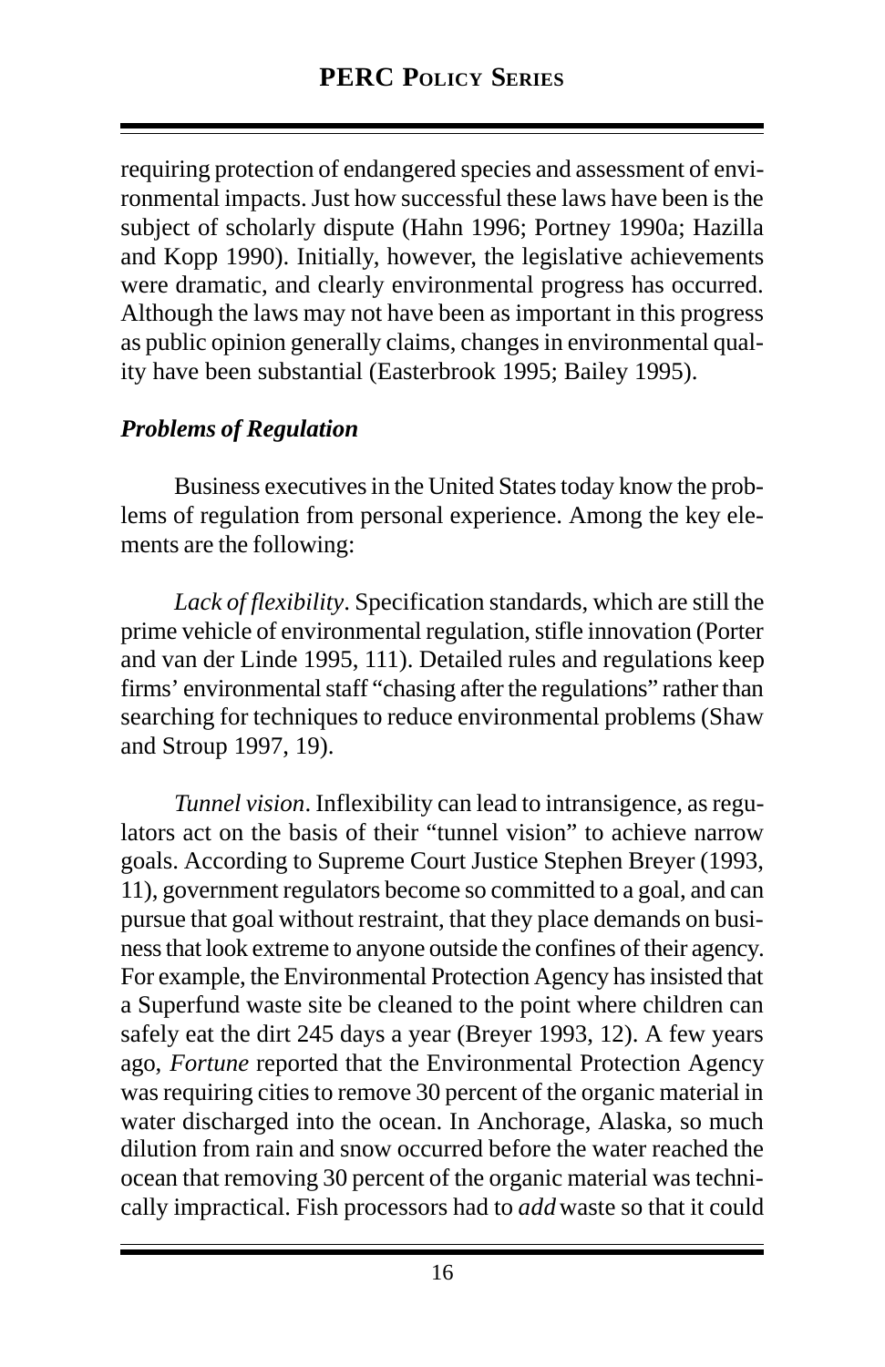requiring protection of endangered species and assessment of environmental impacts. Just how successful these laws have been is the subject of scholarly dispute (Hahn 1996; Portney 1990a; Hazilla and Kopp 1990). Initially, however, the legislative achievements were dramatic, and clearly environmental progress has occurred. Although the laws may not have been as important in this progress as public opinion generally claims, changes in environmental quality have been substantial (Easterbrook 1995; Bailey 1995).

### *Problems of Regulation*

Business executives in the United States today know the problems of regulation from personal experience. Among the key elements are the following:

*Lack of flexibility*. Specification standards, which are still the prime vehicle of environmental regulation, stifle innovation (Porter and van der Linde 1995, 111). Detailed rules and regulations keep firms' environmental staff "chasing after the regulations" rather than searching for techniques to reduce environmental problems (Shaw and Stroup 1997, 19).

*Tunnel vision*. Inflexibility can lead to intransigence, as regulators act on the basis of their "tunnel vision" to achieve narrow goals. According to Supreme Court Justice Stephen Breyer (1993, 11), government regulators become so committed to a goal, and can pursue that goal without restraint, that they place demands on business that look extreme to anyone outside the confines of their agency. For example, the Environmental Protection Agency has insisted that a Superfund waste site be cleaned to the point where children can safely eat the dirt 245 days a year (Breyer 1993, 12). A few years ago, *Fortune* reported that the Environmental Protection Agency was requiring cities to remove 30 percent of the organic material in water discharged into the ocean. In Anchorage, Alaska, so much dilution from rain and snow occurred before the water reached the ocean that removing 30 percent of the organic material was technically impractical. Fish processors had to *add* waste so that it could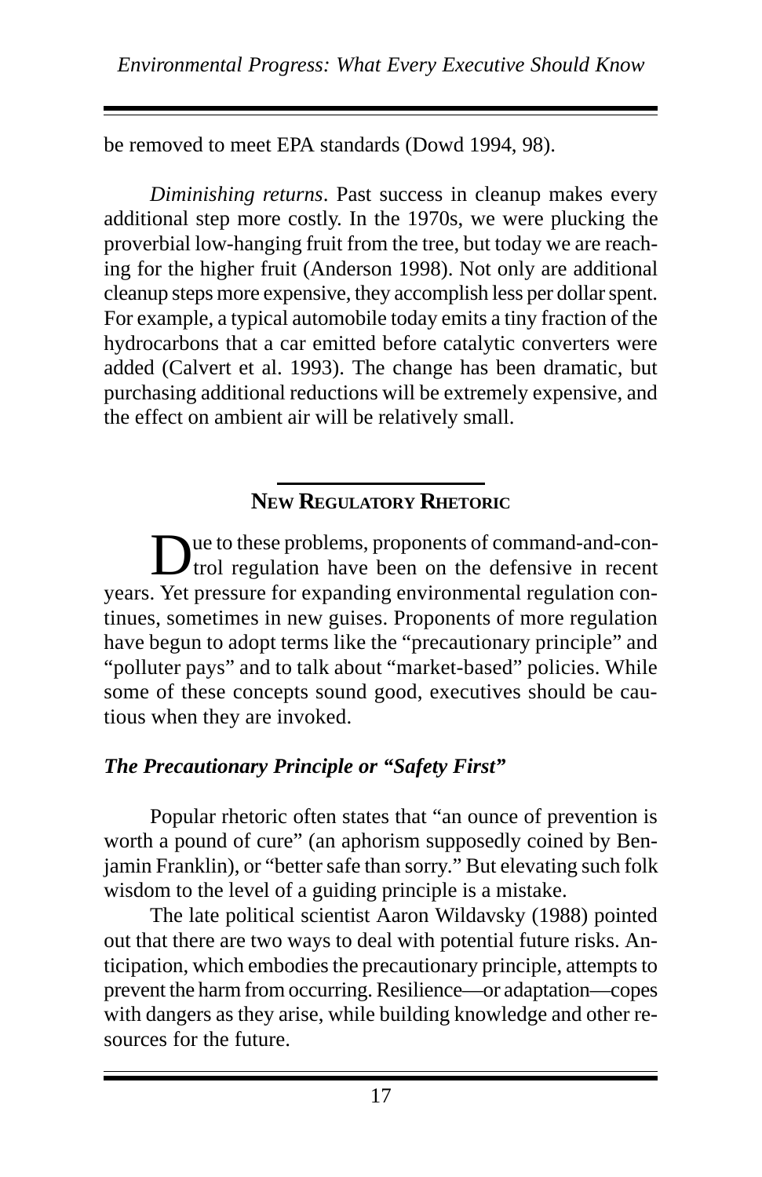be removed to meet EPA standards (Dowd 1994, 98).

*Diminishing returns*. Past success in cleanup makes every additional step more costly. In the 1970s, we were plucking the proverbial low-hanging fruit from the tree, but today we are reaching for the higher fruit (Anderson 1998). Not only are additional cleanup steps more expensive, they accomplish less per dollar spent. For example, a typical automobile today emits a tiny fraction of the hydrocarbons that a car emitted before catalytic converters were added (Calvert et al. 1993). The change has been dramatic, but purchasing additional reductions will be extremely expensive, and the effect on ambient air will be relatively small.

## New Regulatory Rhetoric

Due to these problems, proponents of command-and-control regulation have been on the defensive in recent years. Yet pressure for expanding environmental regulation continues, sometimes in new guises. Proponents of more regulation have begun to adopt terms like the "precautionary principle" and "polluter pays" and to talk about "market-based" policies. While some of these concepts sound good, executives should be cautious when they are invoked.

### *The Precautionary Principle or "Safety First"*

Popular rhetoric often states that "an ounce of prevention is worth a pound of cure" (an aphorism supposedly coined by Benjamin Franklin), or "better safe than sorry." But elevating such folk wisdom to the level of a guiding principle is a mistake.

The late political scientist Aaron Wildavsky (1988) pointed out that there are two ways to deal with potential future risks. Anticipation, which embodies the precautionary principle, attempts to prevent the harm from occurring. Resilience—or adaptation—copes with dangers as they arise, while building knowledge and other resources for the future.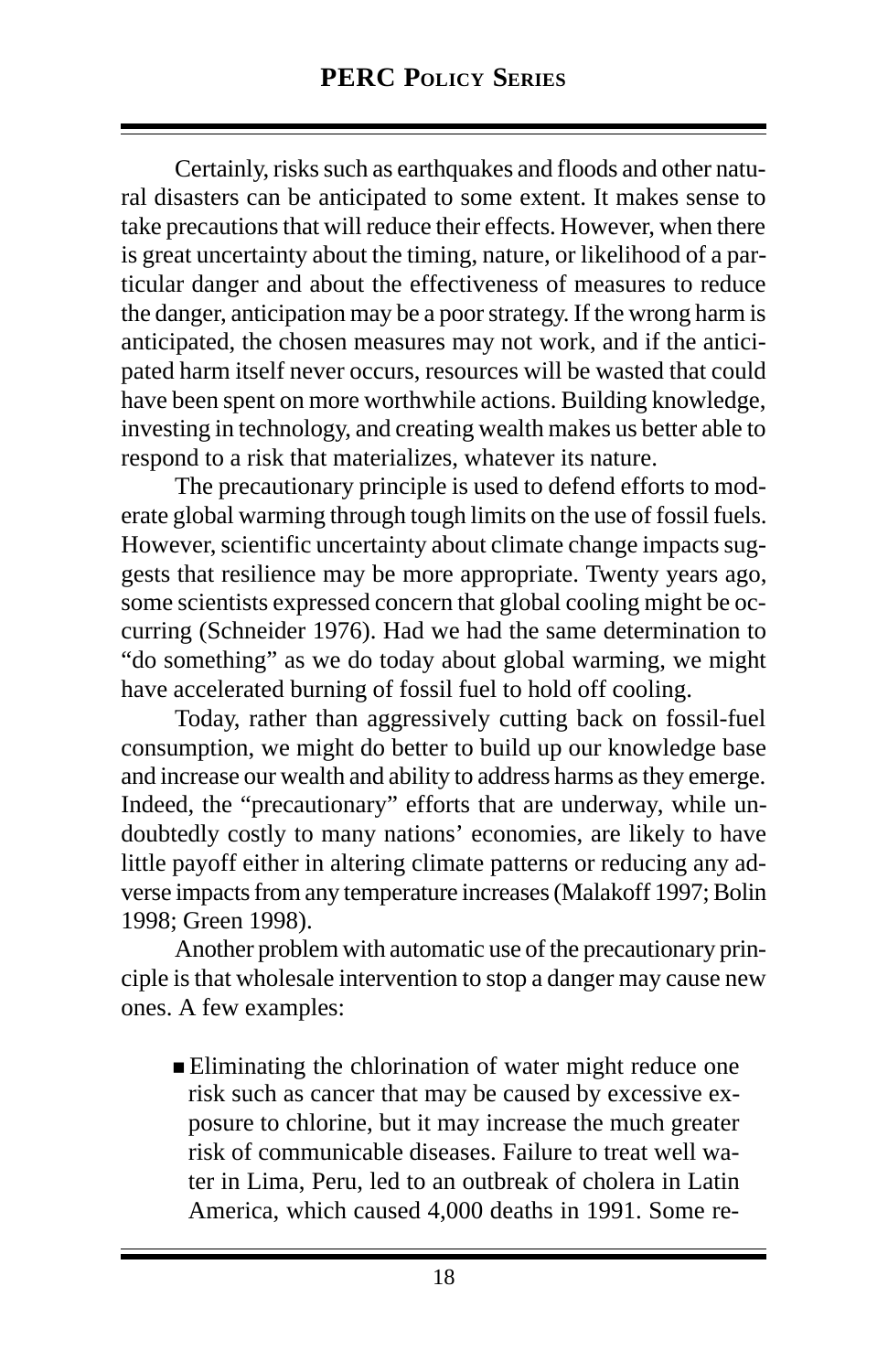Certainly, risks such as earthquakes and floods and other natural disasters can be anticipated to some extent. It makes sense to take precautions that will reduce their effects. However, when there is great uncertainty about the timing, nature, or likelihood of a particular danger and about the effectiveness of measures to reduce the danger, anticipation may be a poor strategy. If the wrong harm is anticipated, the chosen measures may not work, and if the anticipated harm itself never occurs, resources will be wasted that could have been spent on more worthwhile actions. Building knowledge, investing in technology, and creating wealth makes us better able to respond to a risk that materializes, whatever its nature.

The precautionary principle is used to defend efforts to moderate global warming through tough limits on the use of fossil fuels. However, scientific uncertainty about climate change impacts suggests that resilience may be more appropriate. Twenty years ago, some scientists expressed concern that global cooling might be occurring (Schneider 1976). Had we had the same determination to "do something" as we do today about global warming, we might have accelerated burning of fossil fuel to hold off cooling.

Today, rather than aggressively cutting back on fossil-fuel consumption, we might do better to build up our knowledge base and increase our wealth and ability to address harms as they emerge. Indeed, the "precautionary" efforts that are underway, while undoubtedly costly to many nations' economies, are likely to have little payoff either in altering climate patterns or reducing any adverse impacts from any temperature increases (Malakoff 1997; Bolin 1998; Green 1998).

Another problem with automatic use of the precautionary principle is that wholesale intervention to stop a danger may cause new ones. A few examples:

- Eliminating the chlorination of water might reduce one risk such as cancer that may be caused by excessive exposure to chlorine, but it may increase the much greater risk of communicable diseases. Failure to treat well water in Lima, Peru, led to an outbreak of cholera in Latin America, which caused 4,000 deaths in 1991. Some re-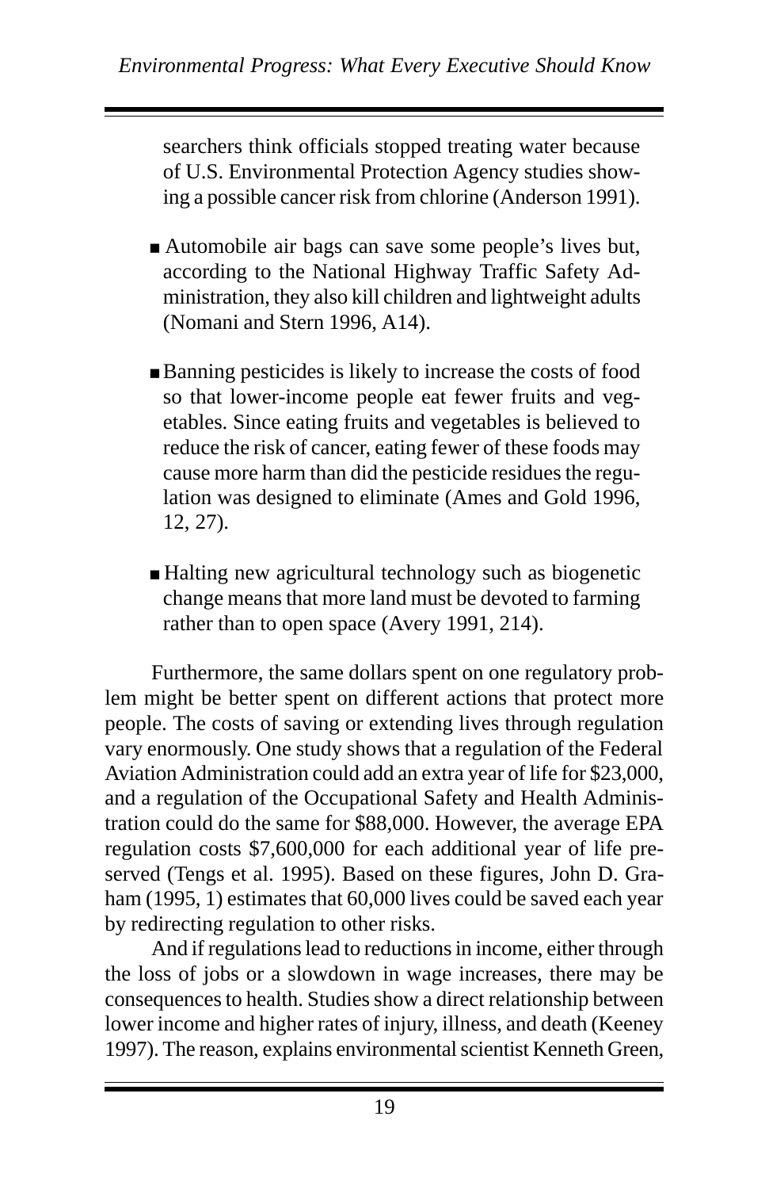searchers think officials stopped treating water because of U.S. Environmental Protection Agency studies showing a possible cancer risk from chlorine (Anderson 1991).

- Automobile air bags can save some people's lives but, according to the National Highway Traffic Safety Administration, they also kill children and lightweight adults (Nomani and Stern 1996, A14).

- Banning pesticides is likely to increase the costs of food so that lower-income people eat fewer fruits and vegetables. Since eating fruits and vegetables is believed to reduce the risk of cancer, eating fewer of these foods may cause more harm than did the pesticide residues the regulation was designed to eliminate (Ames and Gold 1996, 12, 27).

- Halting new agricultural technology such as biogenetic change means that more land must be devoted to farming rather than to open space (Avery 1991, 214).

Furthermore, the same dollars spent on one regulatory problem might be better spent on different actions that protect more people. The costs of saving or extending lives through regulation vary enormously. One study shows that a regulation of the Federal Aviation Administration could add an extra year of life for $23,000, and a regulation of the Occupational Safety and Health Administration could do the same for $88,000. However, the average EPA regulation costs $7,600,000 for each additional year of life preserved (Tengs et al. 1995). Based on these figures, John D. Graham (1995, 1) estimates that 60,000 lives could be saved each year by redirecting regulation to other risks.

And if regulations lead to reductions in income, either through the loss of jobs or a slowdown in wage increases, there may be consequences to health. Studies show a direct relationship between lower income and higher rates of injury, illness, and death (Keeney 1997). The reason, explains environmental scientist Kenneth Green,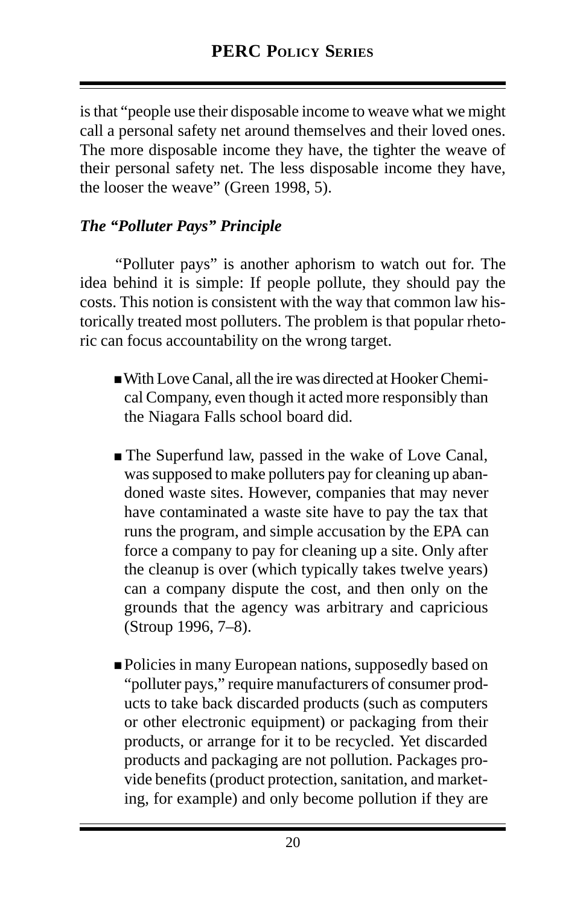is that "people use their disposable income to weave what we might call a personal safety net around themselves and their loved ones. The more disposable income they have, the tighter the weave of their personal safety net. The less disposable income they have, the looser the weave" (Green 1998, 5).

### *The "Polluter Pays" Principle*

"Polluter pays" is another aphorism to watch out for. The idea behind it is simple: If people pollute, they should pay the costs. This notion is consistent with the way that common law historically treated most polluters. The problem is that popular rhetoric can focus accountability on the wrong target.

- With Love Canal, all the ire was directed at Hooker Chemical Company, even though it acted more responsibly than the Niagara Falls school board did.

- The Superfund law, passed in the wake of Love Canal, was supposed to make polluters pay for cleaning up abandoned waste sites. However, companies that may never have contaminated a waste site have to pay the tax that runs the program, and simple accusation by the EPA can force a company to pay for cleaning up a site. Only after the cleanup is over (which typically takes twelve years) can a company dispute the cost, and then only on the grounds that the agency was arbitrary and capricious (Stroup 1996, 7–8).

- Policies in many European nations, supposedly based on "polluter pays," require manufacturers of consumer products to take back discarded products (such as computers or other electronic equipment) or packaging from their products, or arrange for it to be recycled. Yet discarded products and packaging are not pollution. Packages provide benefits (product protection, sanitation, and marketing, for example) and only become pollution if they are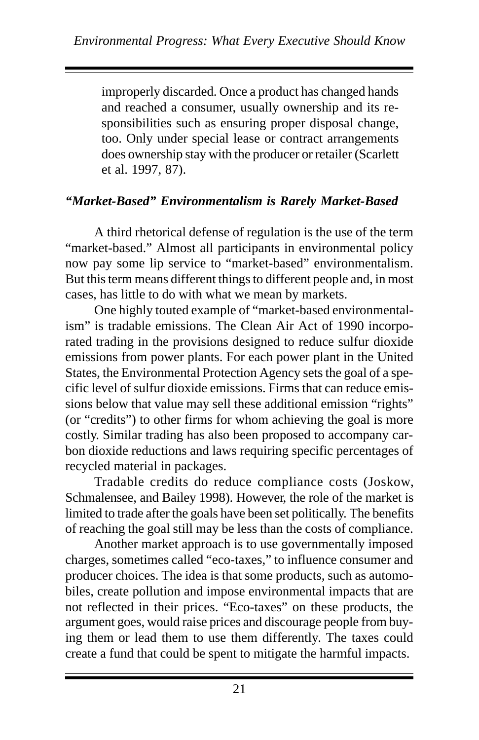improperly discarded. Once a product has changed hands and reached a consumer, usually ownership and its responsibilities such as ensuring proper disposal change, too. Only under special lease or contract arrangements does ownership stay with the producer or retailer (Scarlett et al. 1997, 87).

### *"Market-Based" Environmentalism is Rarely Market-Based*

A third rhetorical defense of regulation is the use of the term "market-based." Almost all participants in environmental policy now pay some lip service to "market-based" environmentalism. But this term means different things to different people and, in most cases, has little to do with what we mean by markets.

One highly touted example of "market-based environmentalism" is tradable emissions. The Clean Air Act of 1990 incorporated trading in the provisions designed to reduce sulfur dioxide emissions from power plants. For each power plant in the United States, the Environmental Protection Agency sets the goal of a specific level of sulfur dioxide emissions. Firms that can reduce emissions below that value may sell these additional emission "rights" (or "credits") to other firms for whom achieving the goal is more costly. Similar trading has also been proposed to accompany carbon dioxide reductions and laws requiring specific percentages of recycled material in packages.

Tradable credits do reduce compliance costs (Joskow, Schmalensee, and Bailey 1998). However, the role of the market is limited to trade after the goals have been set politically. The benefits of reaching the goal still may be less than the costs of compliance.

Another market approach is to use governmentally imposed charges, sometimes called "eco-taxes," to influence consumer and producer choices. The idea is that some products, such as automobiles, create pollution and impose environmental impacts that are not reflected in their prices. "Eco-taxes" on these products, the argument goes, would raise prices and discourage people from buying them or lead them to use them differently. The taxes could create a fund that could be spent to mitigate the harmful impacts.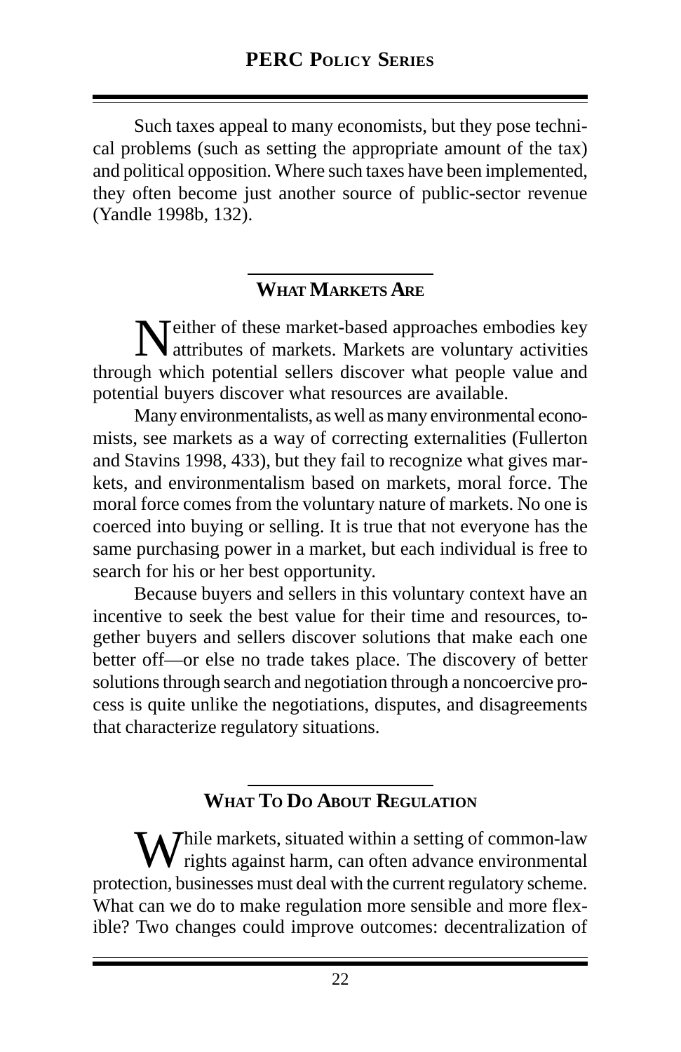Such taxes appeal to many economists, but they pose technical problems (such as setting the appropriate amount of the tax) and political opposition. Where such taxes have been implemented, they often become just another source of public-sector revenue (Yandle 1998b, 132).

## What Markets Are

Neither of these market-based approaches embodies key attributes of markets. Markets are voluntary activities through which potential sellers discover what people value and potential buyers discover what resources are available.

Many environmentalists, as well as many environmental economists, see markets as a way of correcting externalities (Fullerton and Stavins 1998, 433), but they fail to recognize what gives markets, and environmentalism based on markets, moral force. The moral force comes from the voluntary nature of markets. No one is coerced into buying or selling. It is true that not everyone has the same purchasing power in a market, but each individual is free to search for his or her best opportunity.

Because buyers and sellers in this voluntary context have an incentive to seek the best value for their time and resources, together buyers and sellers discover solutions that make each one better off—or else no trade takes place. The discovery of better solutions through search and negotiation through a noncoercive process is quite unlike the negotiations, disputes, and disagreements that characterize regulatory situations.

## What To Do About Regulation

While markets, situated within a setting of common-law rights against harm, can often advance environmental protection, businesses must deal with the current regulatory scheme. What can we do to make regulation more sensible and more flexible? Two changes could improve outcomes: decentralization of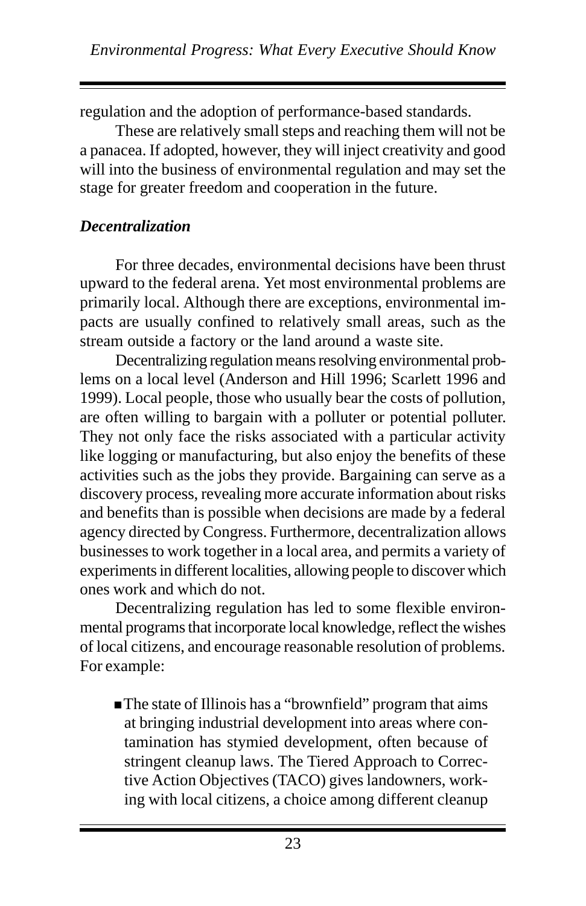regulation and the adoption of performance-based standards.

These are relatively small steps and reaching them will not be a panacea. If adopted, however, they will inject creativity and good will into the business of environmental regulation and may set the stage for greater freedom and cooperation in the future.

### *Decentralization*

For three decades, environmental decisions have been thrust upward to the federal arena. Yet most environmental problems are primarily local. Although there are exceptions, environmental impacts are usually confined to relatively small areas, such as the stream outside a factory or the land around a waste site.

Decentralizing regulation means resolving environmental problems on a local level (Anderson and Hill 1996; Scarlett 1996 and 1999). Local people, those who usually bear the costs of pollution, are often willing to bargain with a polluter or potential polluter. They not only face the risks associated with a particular activity like logging or manufacturing, but also enjoy the benefits of these activities such as the jobs they provide. Bargaining can serve as a discovery process, revealing more accurate information about risks and benefits than is possible when decisions are made by a federal agency directed by Congress. Furthermore, decentralization allows businesses to work together in a local area, and permits a variety of experiments in different localities, allowing people to discover which ones work and which do not.

Decentralizing regulation has led to some flexible environmental programs that incorporate local knowledge, reflect the wishes of local citizens, and encourage reasonable resolution of problems. For example:

- The state of Illinois has a "brownfield" program that aims at bringing industrial development into areas where contamination has stymied development, often because of stringent cleanup laws. The Tiered Approach to Corrective Action Objectives (TACO) gives landowners, working with local citizens, a choice among different cleanup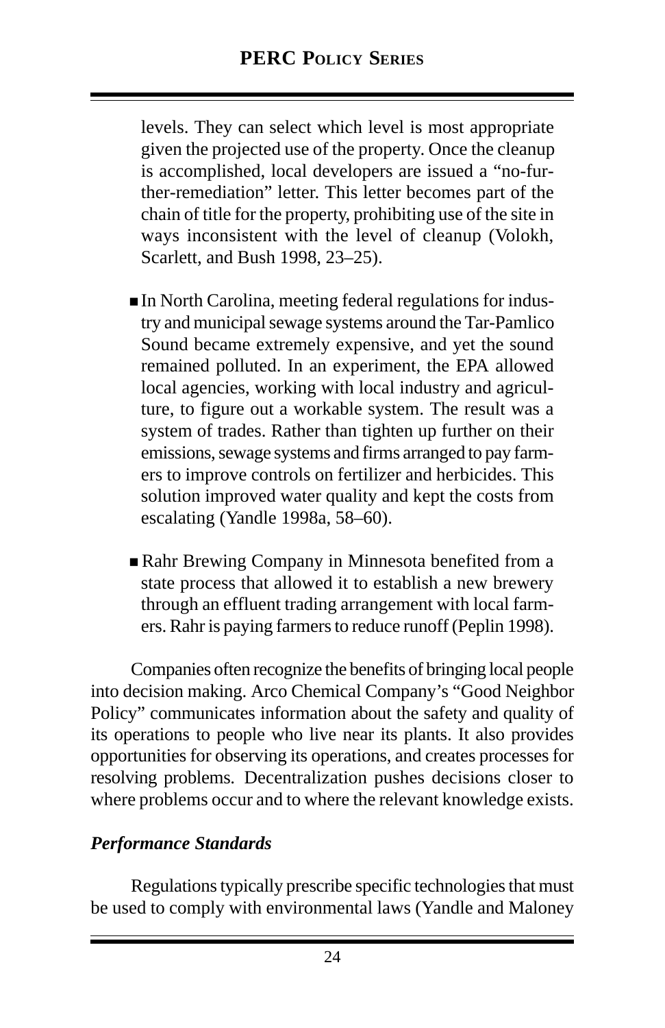levels. They can select which level is most appropriate given the projected use of the property. Once the cleanup is accomplished, local developers are issued a "no-further-remediation" letter. This letter becomes part of the chain of title for the property, prohibiting use of the site in ways inconsistent with the level of cleanup (Volokh, Scarlett, and Bush 1998, 23–25).

- In North Carolina, meeting federal regulations for industry and municipal sewage systems around the Tar-Pamlico Sound became extremely expensive, and yet the sound remained polluted. In an experiment, the EPA allowed local agencies, working with local industry and agriculture, to figure out a workable system. The result was a system of trades. Rather than tighten up further on their emissions, sewage systems and firms arranged to pay farmers to improve controls on fertilizer and herbicides. This solution improved water quality and kept the costs from escalating (Yandle 1998a, 58–60).

- Rahr Brewing Company in Minnesota benefited from a state process that allowed it to establish a new brewery through an effluent trading arrangement with local farmers. Rahr is paying farmers to reduce runoff (Peplin 1998).

Companies often recognize the benefits of bringing local people into decision making. Arco Chemical Company's "Good Neighbor Policy" communicates information about the safety and quality of its operations to people who live near its plants. It also provides opportunities for observing its operations, and creates processes for resolving problems. Decentralization pushes decisions closer to where problems occur and to where the relevant knowledge exists.

### *Performance Standards*

Regulations typically prescribe specific technologies that must be used to comply with environmental laws (Yandle and Maloney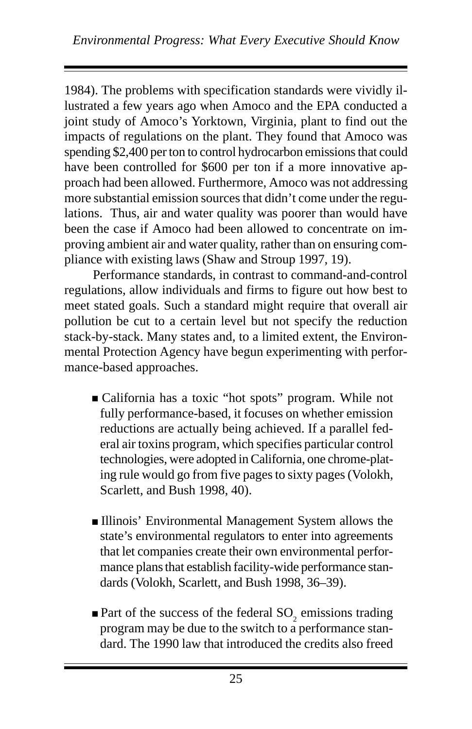1984). The problems with specification standards were vividly illustrated a few years ago when Amoco and the EPA conducted a joint study of Amoco's Yorktown, Virginia, plant to find out the impacts of regulations on the plant. They found that Amoco was spending $2,400 per ton to control hydrocarbon emissions that could have been controlled for $600 per ton if a more innovative approach had been allowed. Furthermore, Amoco was not addressing more substantial emission sources that didn't come under the regulations. Thus, air and water quality was poorer than would have been the case if Amoco had been allowed to concentrate on improving ambient air and water quality, rather than on ensuring compliance with existing laws (Shaw and Stroup 1997, 19).

Performance standards, in contrast to command-and-control regulations, allow individuals and firms to figure out how best to meet stated goals. Such a standard might require that overall air pollution be cut to a certain level but not specify the reduction stack-by-stack. Many states and, to a limited extent, the Environmental Protection Agency have begun experimenting with performance-based approaches.

- California has a toxic "hot spots" program. While not fully performance-based, it focuses on whether emission reductions are actually being achieved. If a parallel federal air toxins program, which specifies particular control technologies, were adopted in California, one chrome-plating rule would go from five pages to sixty pages (Volokh, Scarlett, and Bush 1998, 40).

- Illinois' Environmental Management System allows the state's environmental regulators to enter into agreements that let companies create their own environmental performance plans that establish facility-wide performance standards (Volokh, Scarlett, and Bush 1998, 36–39).

- Part of the success of the federal $SO_2$ emissions trading program may be due to the switch to a performance standard. The 1990 law that introduced the credits also freed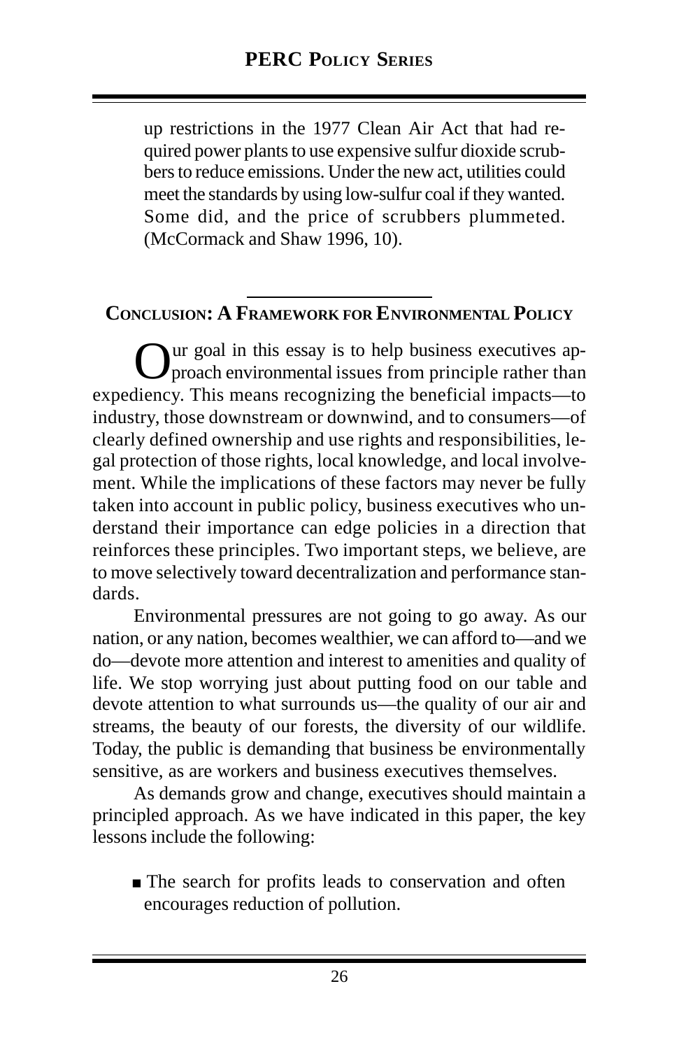up restrictions in the 1977 Clean Air Act that had required power plants to use expensive sulfur dioxide scrubbers to reduce emissions. Under the new act, utilities could meet the standards by using low-sulfur coal if they wanted. Some did, and the price of scrubbers plummeted. (McCormack and Shaw 1996, 10).

## Conclusion: A Framework for Environmental Policy

Our goal in this essay is to help business executives approach environmental issues from principle rather than expediency. This means recognizing the beneficial impacts—to industry, those downstream or downwind, and to consumers—of clearly defined ownership and use rights and responsibilities, legal protection of those rights, local knowledge, and local involvement. While the implications of these factors may never be fully taken into account in public policy, business executives who understand their importance can edge policies in a direction that reinforces these principles. Two important steps, we believe, are to move selectively toward decentralization and performance standards.

Environmental pressures are not going to go away. As our nation, or any nation, becomes wealthier, we can afford to—and we do—devote more attention and interest to amenities and quality of life. We stop worrying just about putting food on our table and devote attention to what surrounds us—the quality of our air and streams, the beauty of our forests, the diversity of our wildlife. Today, the public is demanding that business be environmentally sensitive, as are workers and business executives themselves.

As demands grow and change, executives should maintain a principled approach. As we have indicated in this paper, the key lessons include the following:

- The search for profits leads to conservation and often encourages reduction of pollution.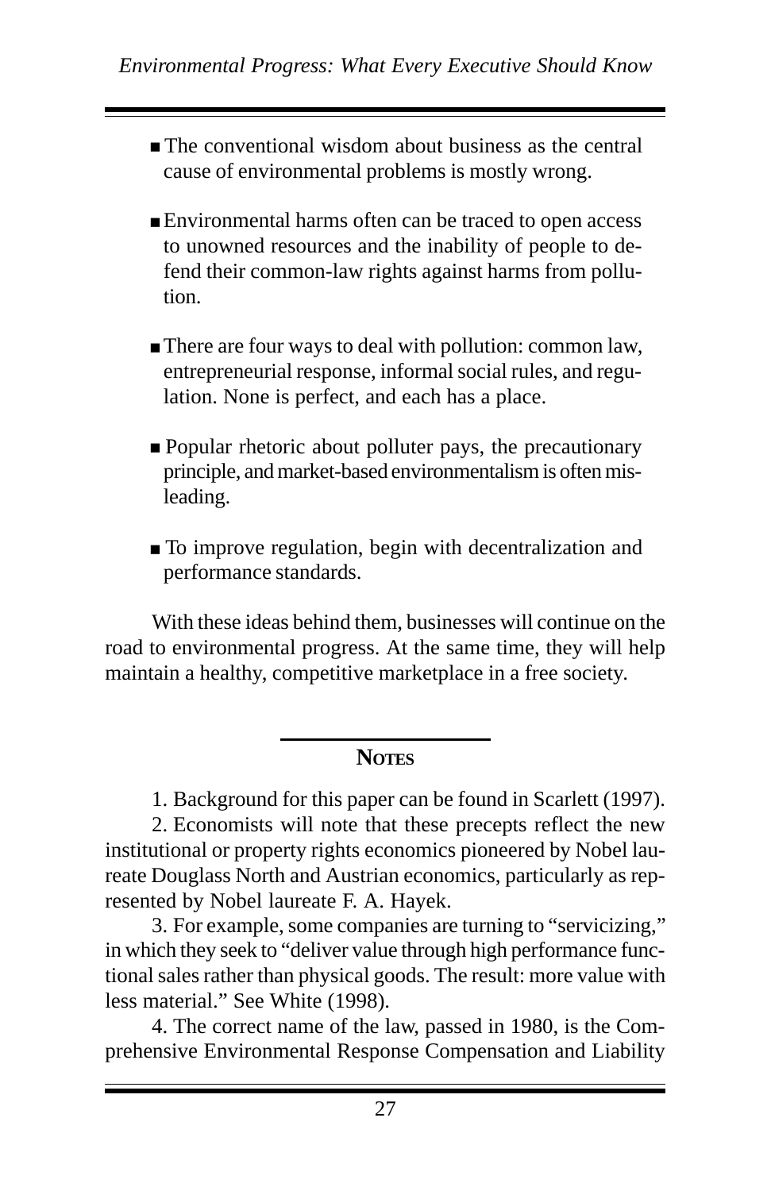- The conventional wisdom about business as the central cause of environmental problems is mostly wrong.

- Environmental harms often can be traced to open access to unowned resources and the inability of people to defend their common-law rights against harms from pollution.

- There are four ways to deal with pollution: common law, entrepreneurial response, informal social rules, and regulation. None is perfect, and each has a place.

- Popular rhetoric about polluter pays, the precautionary principle, and market-based environmentalism is often misleading.

- To improve regulation, begin with decentralization and performance standards.

With these ideas behind them, businesses will continue on the road to environmental progress. At the same time, they will help maintain a healthy, competitive marketplace in a free society.

## Notes

1. Background for this paper can be found in Scarlett (1997).

2. Economists will note that these precepts reflect the new institutional or property rights economics pioneered by Nobel laureate Douglass North and Austrian economics, particularly as represented by Nobel laureate F. A. Hayek.

3. For example, some companies are turning to "servicizing," in which they seek to "deliver value through high performance functional sales rather than physical goods. The result: more value with less material." See White (1998).

4. The correct name of the law, passed in 1980, is the Comprehensive Environmental Response Compensation and Liability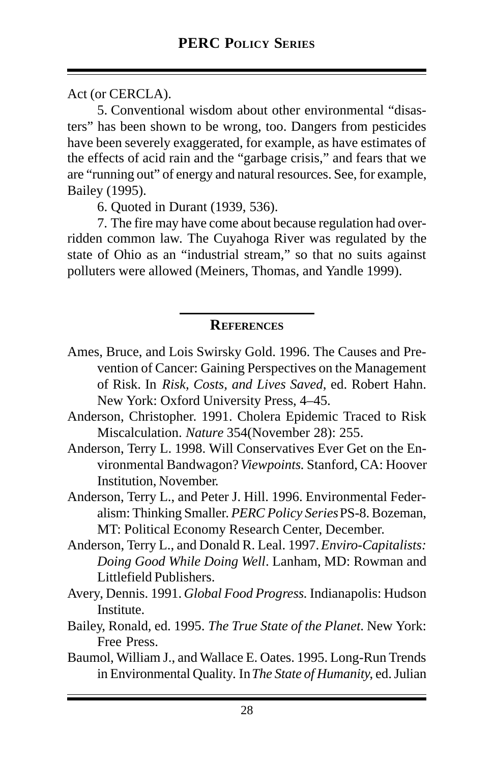Act (or CERCLA).

5. Conventional wisdom about other environmental "disasters" has been shown to be wrong, too. Dangers from pesticides have been severely exaggerated, for example, as have estimates of the effects of acid rain and the "garbage crisis," and fears that we are "running out" of energy and natural resources. See, for example, Bailey (1995).

6. Quoted in Durant (1939, 536).

7. The fire may have come about because regulation had overridden common law. The Cuyahoga River was regulated by the state of Ohio as an "industrial stream," so that no suits against polluters were allowed (Meiners, Thomas, and Yandle 1999).

## References

Ames, Bruce, and Lois Swirsky Gold. 1996. The Causes and Prevention of Cancer: Gaining Perspectives on the Management of Risk. In *Risk, Costs, and Lives Saved*, ed. Robert Hahn. New York: Oxford University Press, 4–45.

Anderson, Christopher. 1991. Cholera Epidemic Traced to Risk Miscalculation. *Nature* 354(November 28): 255.

Anderson, Terry L. 1998. Will Conservatives Ever Get on the Environmental Bandwagon? *Viewpoints.* Stanford, CA: Hoover Institution, November.

Anderson, Terry L., and Peter J. Hill. 1996. Environmental Federalism: Thinking Smaller. *PERC Policy Series* PS-8. Bozeman, MT: Political Economy Research Center, December.

Anderson, Terry L., and Donald R. Leal. 1997. *Enviro-Capitalists: Doing Good While Doing Well*. Lanham, MD: Rowman and Littlefield Publishers.

Avery, Dennis. 1991. *Global Food Progress.* Indianapolis: Hudson Institute.

Bailey, Ronald, ed. 1995. *The True State of the Planet*. New York: Free Press.

Baumol, William J., and Wallace E. Oates. 1995. Long-Run Trends in Environmental Quality. In *The State of Humanity*, ed. Julian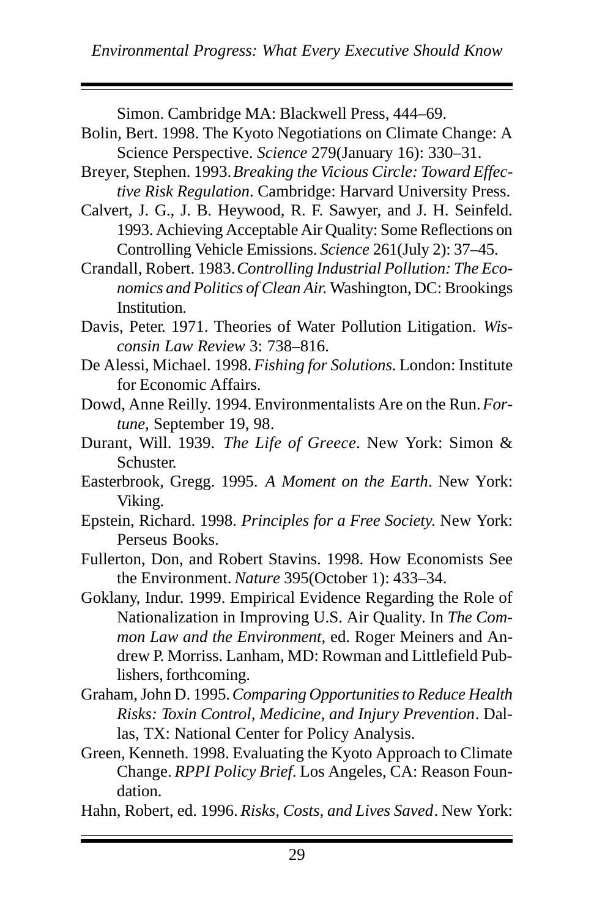Simon. Cambridge MA: Blackwell Press, 444–69.

Bolin, Bert. 1998. The Kyoto Negotiations on Climate Change: A Science Perspective. *Science* 279(January 16): 330–31.

Breyer, Stephen. 1993. *Breaking the Vicious Circle: Toward Effective Risk Regulation*. Cambridge: Harvard University Press.

Calvert, J. G., J. B. Heywood, R. F. Sawyer, and J. H. Seinfeld. 1993. Achieving Acceptable Air Quality: Some Reflections on Controlling Vehicle Emissions. *Science* 261(July 2): 37–45.

Crandall, Robert. 1983. *Controlling Industrial Pollution: The Economics and Politics of Clean Air.* Washington, DC: Brookings Institution.

Davis, Peter. 1971. Theories of Water Pollution Litigation. *Wisconsin Law Review* 3: 738–816.

De Alessi, Michael. 1998. *Fishing for Solutions*. London: Institute for Economic Affairs.

Dowd, Anne Reilly. 1994. Environmentalists Are on the Run. *Fortune,* September 19, 98.

Durant, Will. 1939. *The Life of Greece*. New York: Simon & Schuster.

Easterbrook, Gregg. 1995. *A Moment on the Earth*. New York: Viking.

Epstein, Richard. 1998. *Principles for a Free Society.* New York: Perseus Books.

Fullerton, Don, and Robert Stavins. 1998. How Economists See the Environment. *Nature* 395(October 1): 433–34.

Goklany, Indur. 1999. Empirical Evidence Regarding the Role of Nationalization in Improving U.S. Air Quality. In *The Common Law and the Environment*, ed. Roger Meiners and Andrew P. Morriss. Lanham, MD: Rowman and Littlefield Publishers, forthcoming.

Graham, John D. 1995. *Comparing Opportunities to Reduce Health Risks: Toxin Control, Medicine, and Injury Prevention*. Dallas, TX: National Center for Policy Analysis.

Green, Kenneth. 1998. Evaluating the Kyoto Approach to Climate Change. *RPPI Policy Brief.* Los Angeles, CA: Reason Foundation.

Hahn, Robert, ed. 1996. *Risks, Costs, and Lives Saved*. New York: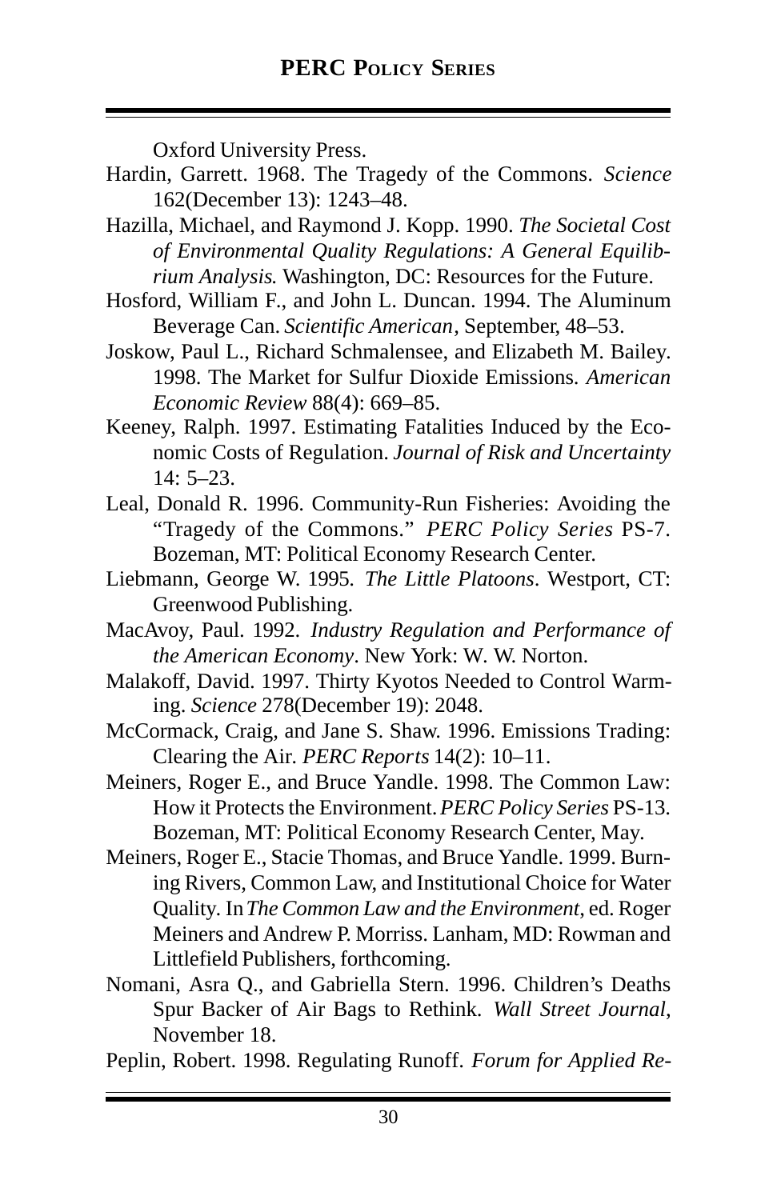Oxford University Press.

Hardin, Garrett. 1968. The Tragedy of the Commons. *Science* 162(December 13): 1243–48.

Hazilla, Michael, and Raymond J. Kopp. 1990. *The Societal Cost of Environmental Quality Regulations: A General Equilibrium Analysis.* Washington, DC: Resources for the Future.

Hosford, William F., and John L. Duncan. 1994. The Aluminum Beverage Can. *Scientific American*, September, 48–53.

Joskow, Paul L., Richard Schmalensee, and Elizabeth M. Bailey. 1998. The Market for Sulfur Dioxide Emissions. *American Economic Review* 88(4): 669–85.

Keeney, Ralph. 1997. Estimating Fatalities Induced by the Economic Costs of Regulation. *Journal of Risk and Uncertainty* 14: 5–23.

Leal, Donald R. 1996. Community-Run Fisheries: Avoiding the "Tragedy of the Commons." *PERC Policy Series* PS-7. Bozeman, MT: Political Economy Research Center.

Liebmann, George W. 1995. *The Little Platoons*. Westport, CT: Greenwood Publishing.

MacAvoy, Paul. 1992. *Industry Regulation and Performance of the American Economy*. New York: W. W. Norton.

Malakoff, David. 1997. Thirty Kyotos Needed to Control Warming. *Science* 278(December 19): 2048.

McCormack, Craig, and Jane S. Shaw. 1996. Emissions Trading: Clearing the Air. *PERC Reports* 14(2): 10–11.

Meiners, Roger E., and Bruce Yandle. 1998. The Common Law: How it Protects the Environment. *PERC Policy Series* PS-13. Bozeman, MT: Political Economy Research Center, May.

Meiners, Roger E., Stacie Thomas, and Bruce Yandle. 1999. Burning Rivers, Common Law, and Institutional Choice for Water Quality. In *The Common Law and the Environment*, ed. Roger Meiners and Andrew P. Morriss. Lanham, MD: Rowman and Littlefield Publishers, forthcoming.

Nomani, Asra Q., and Gabriella Stern. 1996. Children's Deaths Spur Backer of Air Bags to Rethink. *Wall Street Journal*, November 18.

Peplin, Robert. 1998. Regulating Runoff. *Forum for Applied Re-*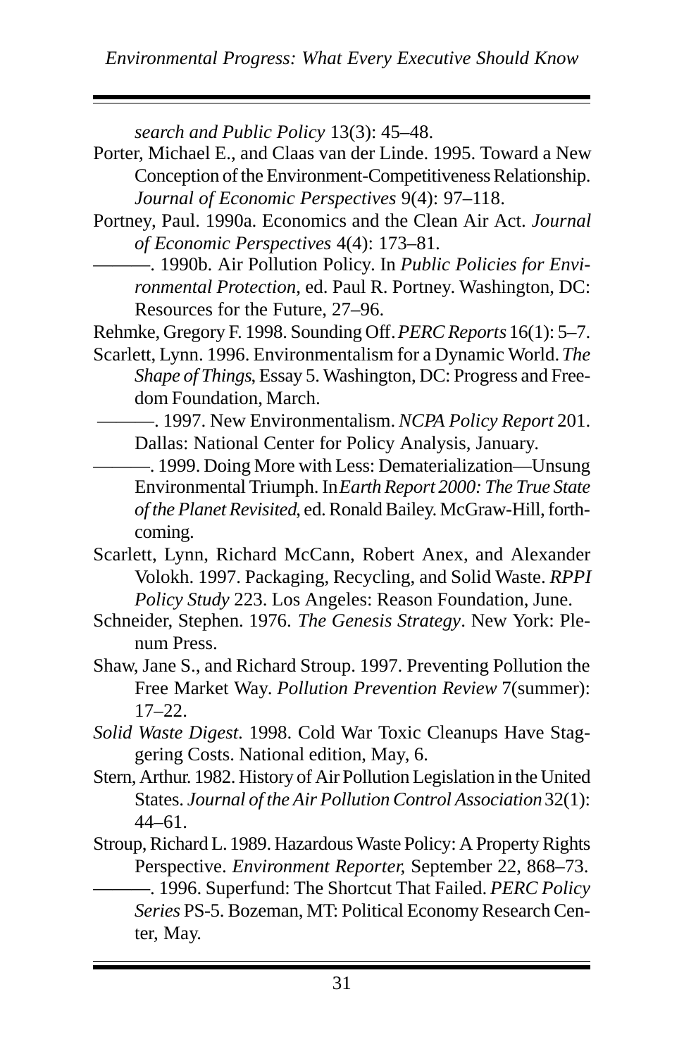*search and Public Policy* 13(3): 45–48.

Porter, Michael E., and Claas van der Linde. 1995. Toward a New Conception of the Environment-Competitiveness Relationship. *Journal of Economic Perspectives* 9(4): 97–118.

Portney, Paul. 1990a. Economics and the Clean Air Act. *Journal of Economic Perspectives* 4(4): 173–81.

———. 1990b. Air Pollution Policy. In *Public Policies for Environmental Protection*, ed. Paul R. Portney. Washington, DC: Resources for the Future, 27–96.

Rehmke, Gregory F. 1998. Sounding Off. *PERC Reports* 16(1): 5–7.

Scarlett, Lynn. 1996. Environmentalism for a Dynamic World. *The Shape of Things*, Essay 5. Washington, DC: Progress and Freedom Foundation, March.

———. 1997. New Environmentalism. *NCPA Policy Report* 201. Dallas: National Center for Policy Analysis, January.

———. 1999. Doing More with Less: Dematerialization—Unsung Environmental Triumph. In *Earth Report 2000: The True State of the Planet Revisited*, ed. Ronald Bailey. McGraw-Hill, forthcoming.

Scarlett, Lynn, Richard McCann, Robert Anex, and Alexander Volokh. 1997. Packaging, Recycling, and Solid Waste. *RPPI Policy Study* 223. Los Angeles: Reason Foundation, June.

Schneider, Stephen. 1976. *The Genesis Strategy*. New York: Plenum Press.

Shaw, Jane S., and Richard Stroup. 1997. Preventing Pollution the Free Market Way. *Pollution Prevention Review* 7(summer): 17–22.

*Solid Waste Digest*. 1998. Cold War Toxic Cleanups Have Staggering Costs. National edition, May, 6.

Stern, Arthur. 1982. History of Air Pollution Legislation in the United States. *Journal of the Air Pollution Control Association* 32(1): 44–61.

Stroup, Richard L. 1989. Hazardous Waste Policy: A Property Rights Perspective. *Environment Reporter,* September 22, 868–73.

———. 1996. Superfund: The Shortcut That Failed. *PERC Policy Series* PS-5. Bozeman, MT: Political Economy Research Center, May.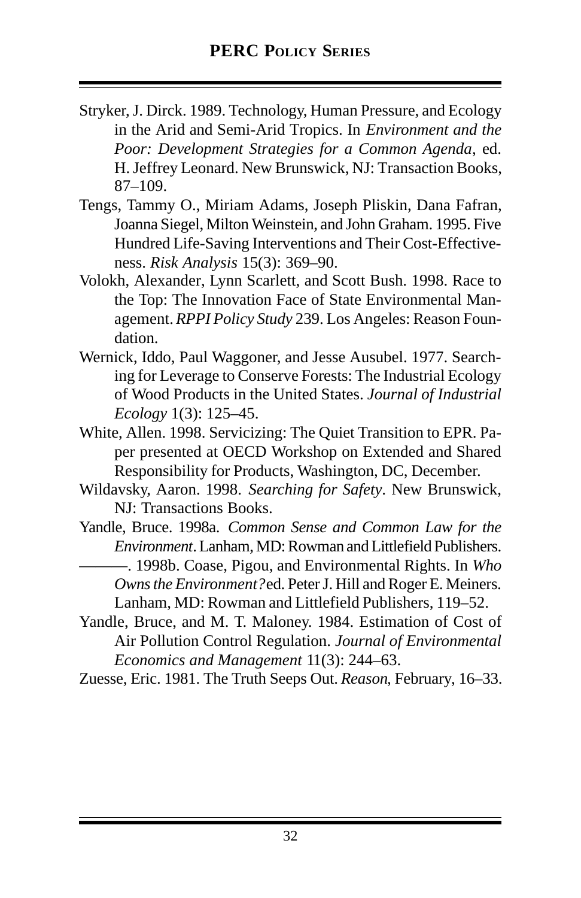Stryker, J. Dirck. 1989. Technology, Human Pressure, and Ecology in the Arid and Semi-Arid Tropics. In *Environment and the Poor: Development Strategies for a Common Agenda*, ed. H. Jeffrey Leonard. New Brunswick, NJ: Transaction Books, 87–109.

Tengs, Tammy O., Miriam Adams, Joseph Pliskin, Dana Fafran, Joanna Siegel, Milton Weinstein, and John Graham. 1995. Five Hundred Life-Saving Interventions and Their Cost-Effectiveness. *Risk Analysis* 15(3): 369–90.

Volokh, Alexander, Lynn Scarlett, and Scott Bush. 1998. Race to the Top: The Innovation Face of State Environmental Management. *RPPI Policy Study* 239. Los Angeles: Reason Foundation.

Wernick, Iddo, Paul Waggoner, and Jesse Ausubel. 1977. Searching for Leverage to Conserve Forests: The Industrial Ecology of Wood Products in the United States. *Journal of Industrial Ecology* 1(3): 125–45.

White, Allen. 1998. Servicizing: The Quiet Transition to EPR. Paper presented at OECD Workshop on Extended and Shared Responsibility for Products, Washington, DC, December.

Wildavsky, Aaron. 1998. *Searching for Safety*. New Brunswick, NJ: Transactions Books.

Yandle, Bruce. 1998a. *Common Sense and Common Law for the Environment*. Lanham, MD: Rowman and Littlefield Publishers.

———. 1998b. Coase, Pigou, and Environmental Rights. In *Who Owns the Environment?* ed. Peter J. Hill and Roger E. Meiners. Lanham, MD: Rowman and Littlefield Publishers, 119–52.

Yandle, Bruce, and M. T. Maloney. 1984. Estimation of Cost of Air Pollution Control Regulation. *Journal of Environmental Economics and Management* 11(3): 244–63.

Zuesse, Eric. 1981. The Truth Seeps Out. *Reason*, February, 16–33.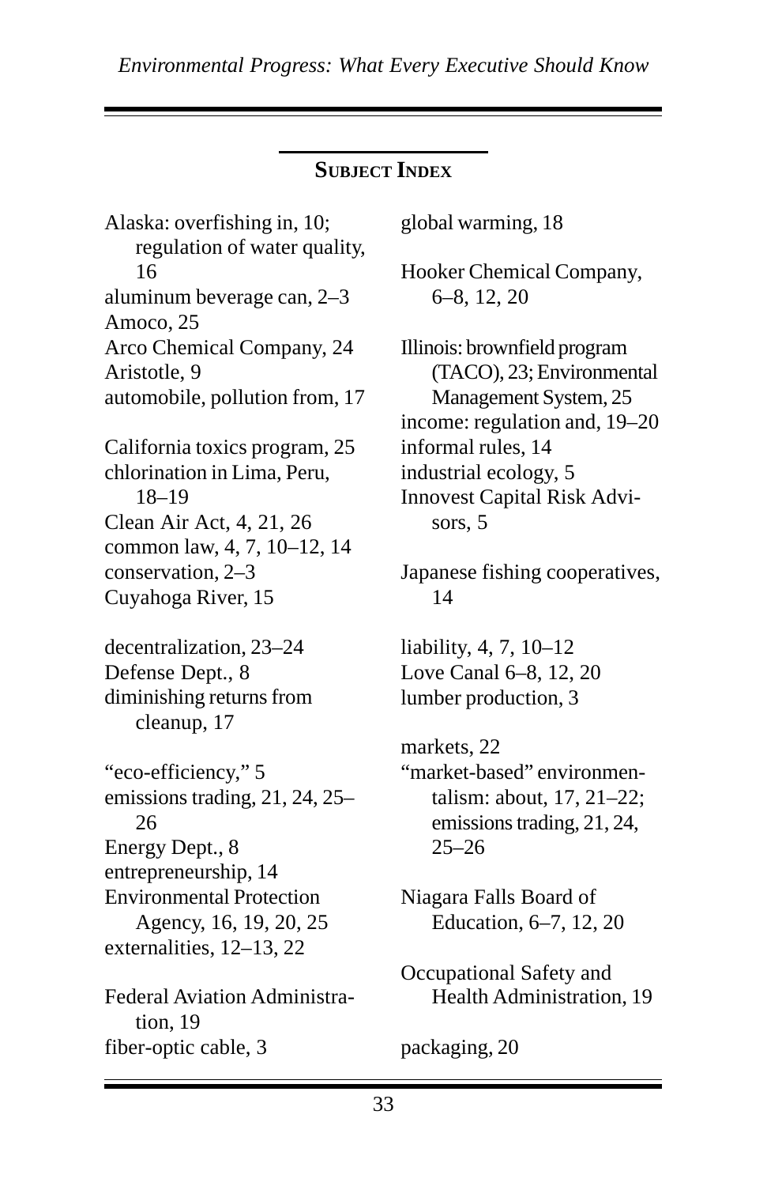## Subject Index

Alaska: overfishing in, 10; regulation of water quality, 16
aluminum beverage can, 2–3
Amoco, 25
Arco Chemical Company, 24
Aristotle, 9
automobile, pollution from, 17

California toxics program, 25
chlorination in Lima, Peru, 18–19
Clean Air Act, 4, 21, 26
common law, 4, 7, 10–12, 14
conservation, 2–3
Cuyahoga River, 15

decentralization, 23–24
Defense Dept., 8
diminishing returns from cleanup, 17

"eco-efficiency," 5
emissions trading, 21, 24, 25–26
Energy Dept., 8
entrepreneurship, 14
Environmental Protection Agency, 16, 19, 20, 25
externalities, 12–13, 22

Federal Aviation Administration, 19
fiber-optic cable, 3

global warming, 18

Hooker Chemical Company, 6–8, 12, 20

Illinois: brownfield program (TACO), 23; Environmental Management System, 25
income: regulation and, 19–20
informal rules, 14
industrial ecology, 5
Innovest Capital Risk Advisors, 5

Japanese fishing cooperatives, 14

liability, 4, 7, 10–12
Love Canal 6–8, 12, 20
lumber production, 3

markets, 22
"market-based" environmentalism: about, 17, 21–22; emissions trading, 21, 24, 25–26

Niagara Falls Board of Education, 6–7, 12, 20

Occupational Safety and Health Administration, 19

packaging, 20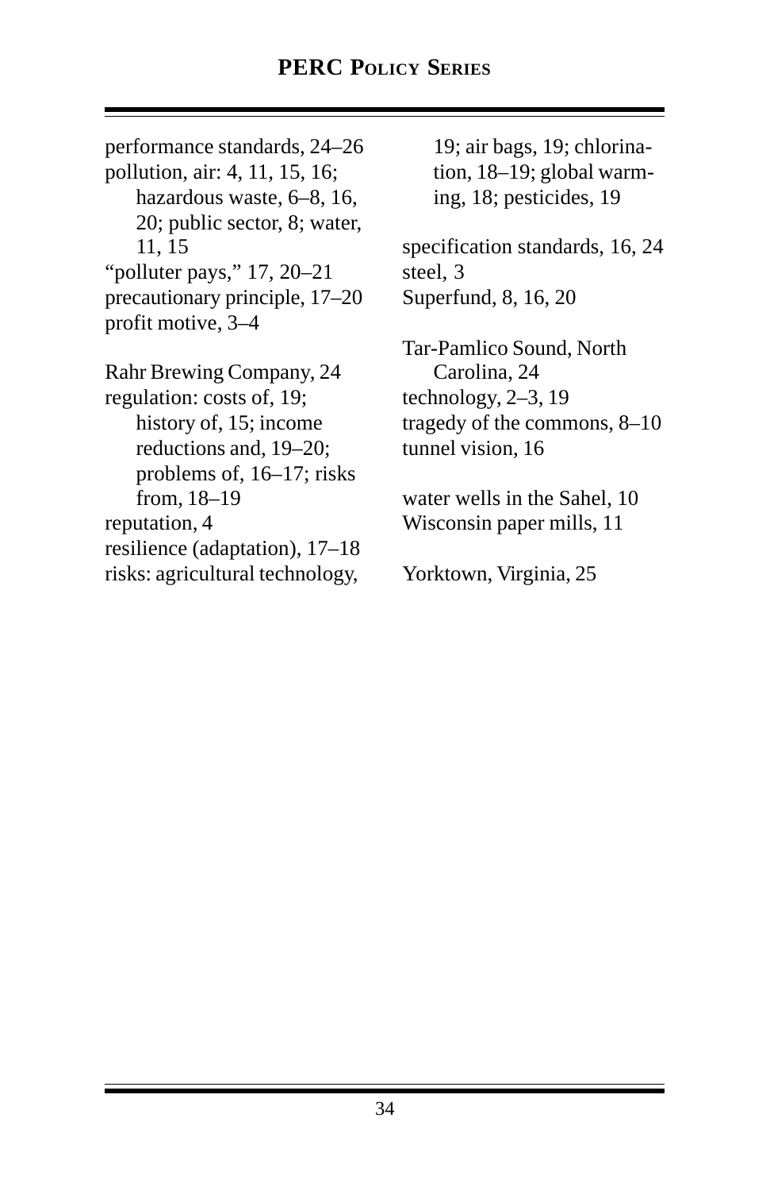performance standards, 24–26
pollution, air: 4, 11, 15, 16; hazardous waste, 6–8, 16, 20; public sector, 8; water, 11, 15
"polluter pays," 17, 20–21
precautionary principle, 17–20
profit motive, 3–4

Rahr Brewing Company, 24
regulation: costs of, 19; history of, 15; income reductions and, 19–20; problems of, 16–17; risks from, 18–19
reputation, 4
resilience (adaptation), 17–18
risks: agricultural technology, 19; air bags, 19; chlorination, 18–19; global warming, 18; pesticides, 19

specification standards, 16, 24
steel, 3
Superfund, 8, 16, 20

Tar-Pamlico Sound, North Carolina, 24
technology, 2–3, 19
tragedy of the commons, 8–10
tunnel vision, 16

water wells in the Sahel, 10
Wisconsin paper mills, 11

Yorktown, Virginia, 25